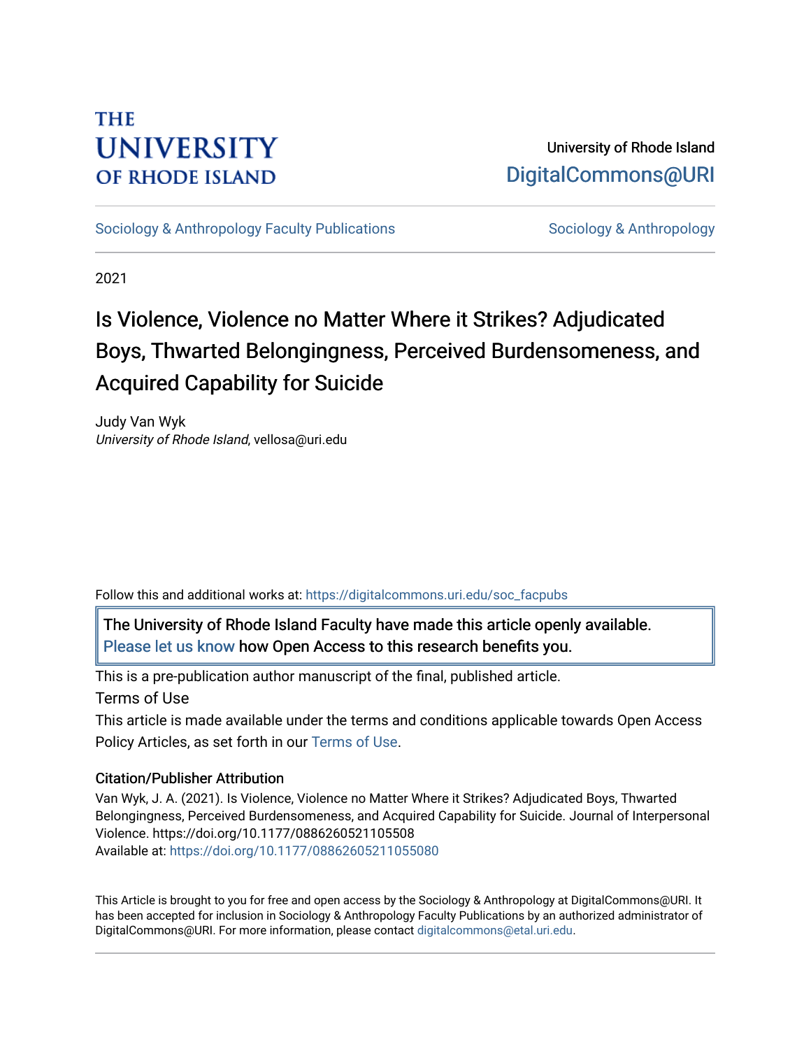THE UNIVERSITY OF RHODE ISLAND

University of Rhode Island
DigitalCommons@URI

Sociology & Anthropology Faculty Publications | Sociology & Anthropology

2021

# Is Violence, Violence no Matter Where it Strikes? Adjudicated Boys, Thwarted Belongingness, Perceived Burdensomeness, and Acquired Capability for Suicide

Judy Van Wyk
*University of Rhode Island*, vellosa@uri.edu

Follow this and additional works at: https://digitalcommons.uri.edu/soc_facpubs

The University of Rhode Island Faculty have made this article openly available. Please let us know how Open Access to this research benefits you.

This is a pre-publication author manuscript of the final, published article.

Terms of Use

This article is made available under the terms and conditions applicable towards Open Access Policy Articles, as set forth in our Terms of Use.

## Citation/Publisher Attribution

Van Wyk, J. A. (2021). Is Violence, Violence no Matter Where it Strikes? Adjudicated Boys, Thwarted Belongingness, Perceived Burdensomeness, and Acquired Capability for Suicide. Journal of Interpersonal Violence. https://doi.org/10.1177/0886260521105508
Available at: https://doi.org/10.1177/08862605211055080

This Article is brought to you for free and open access by the Sociology & Anthropology at DigitalCommons@URI. It has been accepted for inclusion in Sociology & Anthropology Faculty Publications by an authorized administrator of DigitalCommons@URI. For more information, please contact digitalcommons@etal.uri.edu.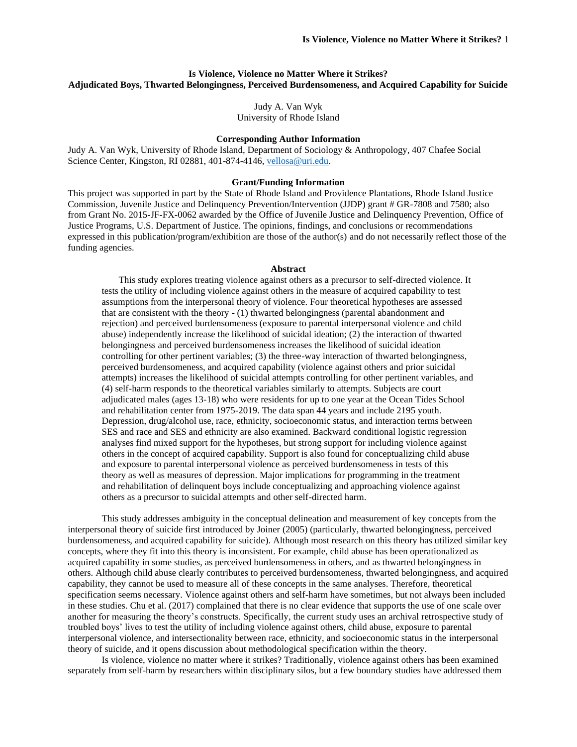**Is Violence, Violence no Matter Where it Strikes?**
**Adjudicated Boys, Thwarted Belongingness, Perceived Burdensomeness, and Acquired Capability for Suicide**

Judy A. Van Wyk
University of Rhode Island

**Corresponding Author Information**

Judy A. Van Wyk, University of Rhode Island, Department of Sociology & Anthropology, 407 Chafee Social Science Center, Kingston, RI 02881, 401-874-4146, vellosa@uri.edu.

**Grant/Funding Information**

This project was supported in part by the State of Rhode Island and Providence Plantations, Rhode Island Justice Commission, Juvenile Justice and Delinquency Prevention/Intervention (JJDP) grant # GR-7808 and 7580; also from Grant No. 2015-JF-FX-0062 awarded by the Office of Juvenile Justice and Delinquency Prevention, Office of Justice Programs, U.S. Department of Justice. The opinions, findings, and conclusions or recommendations expressed in this publication/program/exhibition are those of the author(s) and do not necessarily reflect those of the funding agencies.

**Abstract**

This study explores treating violence against others as a precursor to self-directed violence. It tests the utility of including violence against others in the measure of acquired capability to test assumptions from the interpersonal theory of violence. Four theoretical hypotheses are assessed that are consistent with the theory - (1) thwarted belongingness (parental abandonment and rejection) and perceived burdensomeness (exposure to parental interpersonal violence and child abuse) independently increase the likelihood of suicidal ideation; (2) the interaction of thwarted belongingness and perceived burdensomeness increases the likelihood of suicidal ideation controlling for other pertinent variables; (3) the three-way interaction of thwarted belongingness, perceived burdensomeness, and acquired capability (violence against others and prior suicidal attempts) increases the likelihood of suicidal attempts controlling for other pertinent variables, and (4) self-harm responds to the theoretical variables similarly to attempts. Subjects are court adjudicated males (ages 13-18) who were residents for up to one year at the Ocean Tides School and rehabilitation center from 1975-2019. The data span 44 years and include 2195 youth. Depression, drug/alcohol use, race, ethnicity, socioeconomic status, and interaction terms between SES and race and SES and ethnicity are also examined. Backward conditional logistic regression analyses find mixed support for the hypotheses, but strong support for including violence against others in the concept of acquired capability. Support is also found for conceptualizing child abuse and exposure to parental interpersonal violence as perceived burdensomeness in tests of this theory as well as measures of depression. Major implications for programming in the treatment and rehabilitation of delinquent boys include conceptualizing and approaching violence against others as a precursor to suicidal attempts and other self-directed harm.

This study addresses ambiguity in the conceptual delineation and measurement of key concepts from the interpersonal theory of suicide first introduced by Joiner (2005) (particularly, thwarted belongingness, perceived burdensomeness, and acquired capability for suicide). Although most research on this theory has utilized similar key concepts, where they fit into this theory is inconsistent. For example, child abuse has been operationalized as acquired capability in some studies, as perceived burdensomeness in others, and as thwarted belongingness in others. Although child abuse clearly contributes to perceived burdensomeness, thwarted belongingness, and acquired capability, they cannot be used to measure all of these concepts in the same analyses. Therefore, theoretical specification seems necessary. Violence against others and self-harm have sometimes, but not always been included in these studies. Chu et al. (2017) complained that there is no clear evidence that supports the use of one scale over another for measuring the theory's constructs. Specifically, the current study uses an archival retrospective study of troubled boys' lives to test the utility of including violence against others, child abuse, exposure to parental interpersonal violence, and intersectionality between race, ethnicity, and socioeconomic status in the interpersonal theory of suicide, and it opens discussion about methodological specification within the theory.

Is violence, violence no matter where it strikes? Traditionally, violence against others has been examined separately from self-harm by researchers within disciplinary silos, but a few boundary studies have addressed them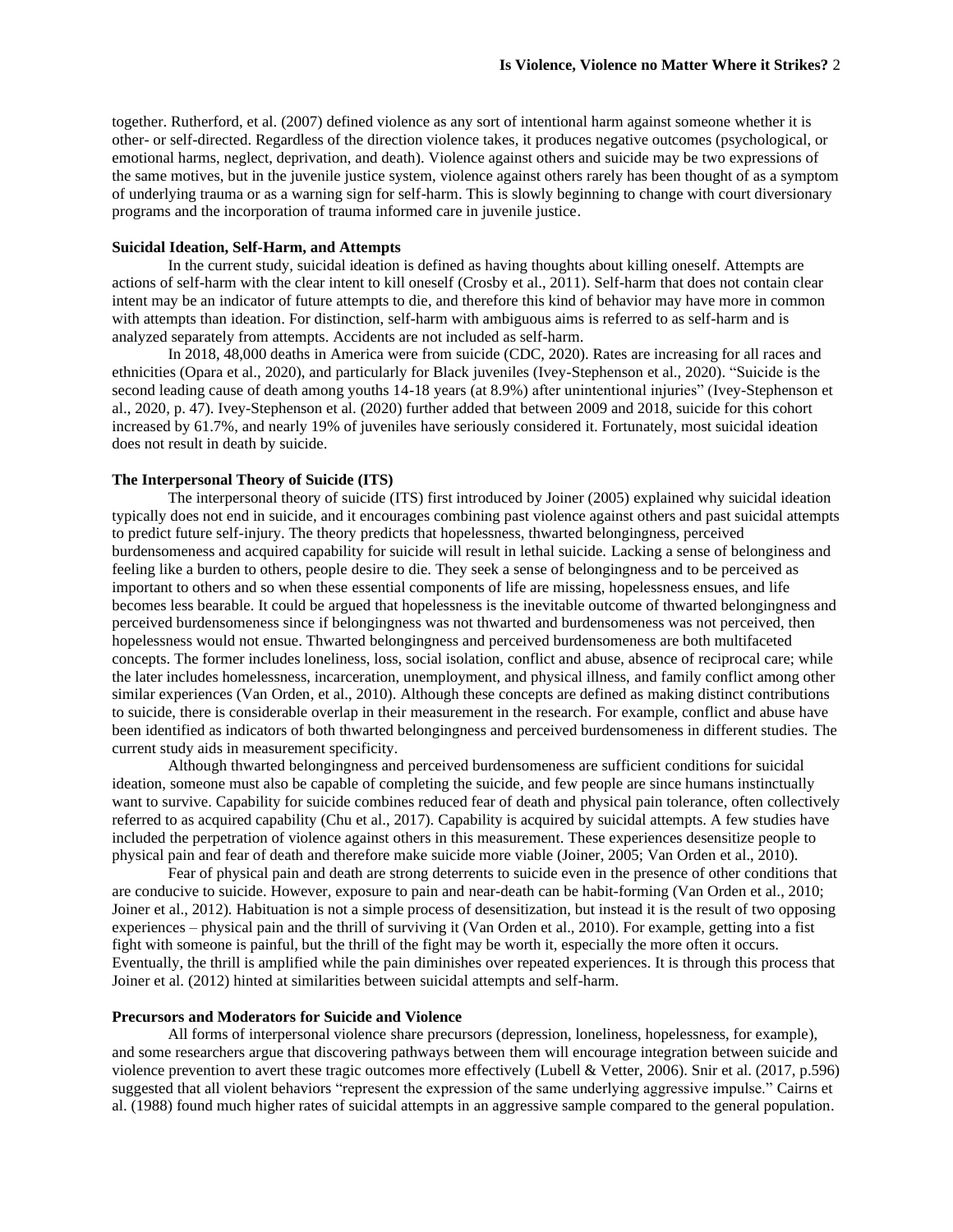together. Rutherford, et al. (2007) defined violence as any sort of intentional harm against someone whether it is other- or self-directed. Regardless of the direction violence takes, it produces negative outcomes (psychological, or emotional harms, neglect, deprivation, and death). Violence against others and suicide may be two expressions of the same motives, but in the juvenile justice system, violence against others rarely has been thought of as a symptom of underlying trauma or as a warning sign for self-harm. This is slowly beginning to change with court diversionary programs and the incorporation of trauma informed care in juvenile justice.

### Suicidal Ideation, Self-Harm, and Attempts

In the current study, suicidal ideation is defined as having thoughts about killing oneself. Attempts are actions of self-harm with the clear intent to kill oneself (Crosby et al., 2011). Self-harm that does not contain clear intent may be an indicator of future attempts to die, and therefore this kind of behavior may have more in common with attempts than ideation. For distinction, self-harm with ambiguous aims is referred to as self-harm and is analyzed separately from attempts. Accidents are not included as self-harm.

In 2018, 48,000 deaths in America were from suicide (CDC, 2020). Rates are increasing for all races and ethnicities (Opara et al., 2020), and particularly for Black juveniles (Ivey-Stephenson et al., 2020). "Suicide is the second leading cause of death among youths 14-18 years (at 8.9%) after unintentional injuries" (Ivey-Stephenson et al., 2020, p. 47). Ivey-Stephenson et al. (2020) further added that between 2009 and 2018, suicide for this cohort increased by 61.7%, and nearly 19% of juveniles have seriously considered it. Fortunately, most suicidal ideation does not result in death by suicide.

### The Interpersonal Theory of Suicide (ITS)

The interpersonal theory of suicide (ITS) first introduced by Joiner (2005) explained why suicidal ideation typically does not end in suicide, and it encourages combining past violence against others and past suicidal attempts to predict future self-injury. The theory predicts that hopelessness, thwarted belongingness, perceived burdensomeness and acquired capability for suicide will result in lethal suicide. Lacking a sense of belonginess and feeling like a burden to others, people desire to die. They seek a sense of belongingness and to be perceived as important to others and so when these essential components of life are missing, hopelessness ensues, and life becomes less bearable. It could be argued that hopelessness is the inevitable outcome of thwarted belongingness and perceived burdensomeness since if belongingness was not thwarted and burdensomeness was not perceived, then hopelessness would not ensue. Thwarted belongingness and perceived burdensomeness are both multifaceted concepts. The former includes loneliness, loss, social isolation, conflict and abuse, absence of reciprocal care; while the later includes homelessness, incarceration, unemployment, and physical illness, and family conflict among other similar experiences (Van Orden, et al., 2010). Although these concepts are defined as making distinct contributions to suicide, there is considerable overlap in their measurement in the research. For example, conflict and abuse have been identified as indicators of both thwarted belongingness and perceived burdensomeness in different studies. The current study aids in measurement specificity.

Although thwarted belongingness and perceived burdensomeness are sufficient conditions for suicidal ideation, someone must also be capable of completing the suicide, and few people are since humans instinctually want to survive. Capability for suicide combines reduced fear of death and physical pain tolerance, often collectively referred to as acquired capability (Chu et al., 2017). Capability is acquired by suicidal attempts. A few studies have included the perpetration of violence against others in this measurement. These experiences desensitize people to physical pain and fear of death and therefore make suicide more viable (Joiner, 2005; Van Orden et al., 2010).

Fear of physical pain and death are strong deterrents to suicide even in the presence of other conditions that are conducive to suicide. However, exposure to pain and near-death can be habit-forming (Van Orden et al., 2010; Joiner et al., 2012). Habituation is not a simple process of desensitization, but instead it is the result of two opposing experiences – physical pain and the thrill of surviving it (Van Orden et al., 2010). For example, getting into a fist fight with someone is painful, but the thrill of the fight may be worth it, especially the more often it occurs. Eventually, the thrill is amplified while the pain diminishes over repeated experiences. It is through this process that Joiner et al. (2012) hinted at similarities between suicidal attempts and self-harm.

### Precursors and Moderators for Suicide and Violence

All forms of interpersonal violence share precursors (depression, loneliness, hopelessness, for example), and some researchers argue that discovering pathways between them will encourage integration between suicide and violence prevention to avert these tragic outcomes more effectively (Lubell & Vetter, 2006). Snir et al. (2017, p.596) suggested that all violent behaviors "represent the expression of the same underlying aggressive impulse." Cairns et al. (1988) found much higher rates of suicidal attempts in an aggressive sample compared to the general population.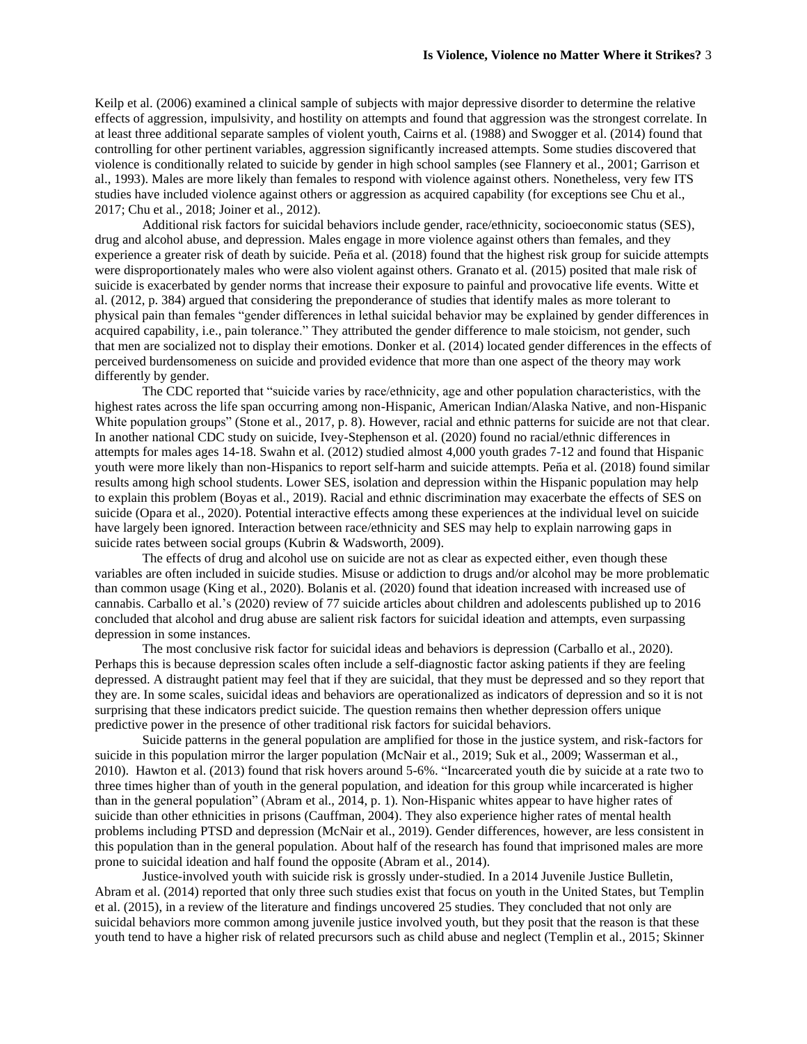Keilp et al. (2006) examined a clinical sample of subjects with major depressive disorder to determine the relative effects of aggression, impulsivity, and hostility on attempts and found that aggression was the strongest correlate. In at least three additional separate samples of violent youth, Cairns et al. (1988) and Swogger et al. (2014) found that controlling for other pertinent variables, aggression significantly increased attempts. Some studies discovered that violence is conditionally related to suicide by gender in high school samples (see Flannery et al., 2001; Garrison et al., 1993). Males are more likely than females to respond with violence against others. Nonetheless, very few ITS studies have included violence against others or aggression as acquired capability (for exceptions see Chu et al., 2017; Chu et al., 2018; Joiner et al., 2012).

Additional risk factors for suicidal behaviors include gender, race/ethnicity, socioeconomic status (SES), drug and alcohol abuse, and depression. Males engage in more violence against others than females, and they experience a greater risk of death by suicide. Peña et al. (2018) found that the highest risk group for suicide attempts were disproportionately males who were also violent against others. Granato et al. (2015) posited that male risk of suicide is exacerbated by gender norms that increase their exposure to painful and provocative life events. Witte et al. (2012, p. 384) argued that considering the preponderance of studies that identify males as more tolerant to physical pain than females "gender differences in lethal suicidal behavior may be explained by gender differences in acquired capability, i.e., pain tolerance." They attributed the gender difference to male stoicism, not gender, such that men are socialized not to display their emotions. Donker et al. (2014) located gender differences in the effects of perceived burdensomeness on suicide and provided evidence that more than one aspect of the theory may work differently by gender.

The CDC reported that "suicide varies by race/ethnicity, age and other population characteristics, with the highest rates across the life span occurring among non-Hispanic, American Indian/Alaska Native, and non-Hispanic White population groups" (Stone et al., 2017, p. 8). However, racial and ethnic patterns for suicide are not that clear. In another national CDC study on suicide, Ivey-Stephenson et al. (2020) found no racial/ethnic differences in attempts for males ages 14-18. Swahn et al. (2012) studied almost 4,000 youth grades 7-12 and found that Hispanic youth were more likely than non-Hispanics to report self-harm and suicide attempts. Peña et al. (2018) found similar results among high school students. Lower SES, isolation and depression within the Hispanic population may help to explain this problem (Boyas et al., 2019). Racial and ethnic discrimination may exacerbate the effects of SES on suicide (Opara et al., 2020). Potential interactive effects among these experiences at the individual level on suicide have largely been ignored. Interaction between race/ethnicity and SES may help to explain narrowing gaps in suicide rates between social groups (Kubrin & Wadsworth, 2009).

The effects of drug and alcohol use on suicide are not as clear as expected either, even though these variables are often included in suicide studies. Misuse or addiction to drugs and/or alcohol may be more problematic than common usage (King et al., 2020). Bolanis et al. (2020) found that ideation increased with increased use of cannabis. Carballo et al.'s (2020) review of 77 suicide articles about children and adolescents published up to 2016 concluded that alcohol and drug abuse are salient risk factors for suicidal ideation and attempts, even surpassing depression in some instances.

The most conclusive risk factor for suicidal ideas and behaviors is depression (Carballo et al., 2020). Perhaps this is because depression scales often include a self-diagnostic factor asking patients if they are feeling depressed. A distraught patient may feel that if they are suicidal, that they must be depressed and so they report that they are. In some scales, suicidal ideas and behaviors are operationalized as indicators of depression and so it is not surprising that these indicators predict suicide. The question remains then whether depression offers unique predictive power in the presence of other traditional risk factors for suicidal behaviors.

Suicide patterns in the general population are amplified for those in the justice system, and risk-factors for suicide in this population mirror the larger population (McNair et al., 2019; Suk et al., 2009; Wasserman et al., 2010). Hawton et al. (2013) found that risk hovers around 5-6%. "Incarcerated youth die by suicide at a rate two to three times higher than of youth in the general population, and ideation for this group while incarcerated is higher than in the general population" (Abram et al., 2014, p. 1). Non-Hispanic whites appear to have higher rates of suicide than other ethnicities in prisons (Cauffman, 2004). They also experience higher rates of mental health problems including PTSD and depression (McNair et al., 2019). Gender differences, however, are less consistent in this population than in the general population. About half of the research has found that imprisoned males are more prone to suicidal ideation and half found the opposite (Abram et al., 2014).

Justice-involved youth with suicide risk is grossly under-studied. In a 2014 Juvenile Justice Bulletin, Abram et al. (2014) reported that only three such studies exist that focus on youth in the United States, but Templin et al. (2015), in a review of the literature and findings uncovered 25 studies. They concluded that not only are suicidal behaviors more common among juvenile justice involved youth, but they posit that the reason is that these youth tend to have a higher risk of related precursors such as child abuse and neglect (Templin et al., 2015; Skinner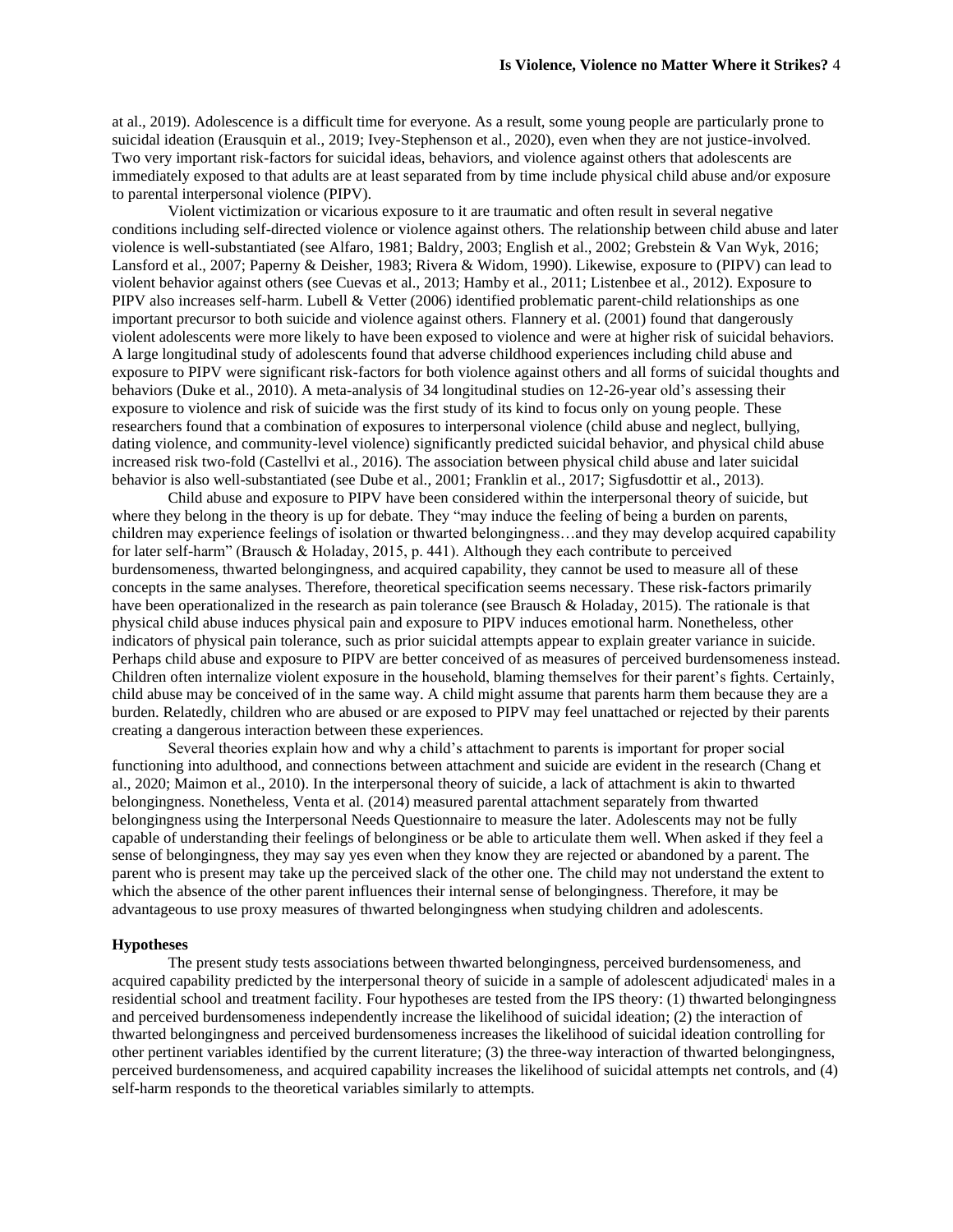at al., 2019). Adolescence is a difficult time for everyone. As a result, some young people are particularly prone to suicidal ideation (Erausquin et al., 2019; Ivey-Stephenson et al., 2020), even when they are not justice-involved. Two very important risk-factors for suicidal ideas, behaviors, and violence against others that adolescents are immediately exposed to that adults are at least separated from by time include physical child abuse and/or exposure to parental interpersonal violence (PIPV).

Violent victimization or vicarious exposure to it are traumatic and often result in several negative conditions including self-directed violence or violence against others. The relationship between child abuse and later violence is well-substantiated (see Alfaro, 1981; Baldry, 2003; English et al., 2002; Grebstein & Van Wyk, 2016; Lansford et al., 2007; Paperny & Deisher, 1983; Rivera & Widom, 1990). Likewise, exposure to (PIPV) can lead to violent behavior against others (see Cuevas et al., 2013; Hamby et al., 2011; Listenbee et al., 2012). Exposure to PIPV also increases self-harm. Lubell & Vetter (2006) identified problematic parent-child relationships as one important precursor to both suicide and violence against others. Flannery et al. (2001) found that dangerously violent adolescents were more likely to have been exposed to violence and were at higher risk of suicidal behaviors. A large longitudinal study of adolescents found that adverse childhood experiences including child abuse and exposure to PIPV were significant risk-factors for both violence against others and all forms of suicidal thoughts and behaviors (Duke et al., 2010). A meta-analysis of 34 longitudinal studies on 12-26-year old's assessing their exposure to violence and risk of suicide was the first study of its kind to focus only on young people. These researchers found that a combination of exposures to interpersonal violence (child abuse and neglect, bullying, dating violence, and community-level violence) significantly predicted suicidal behavior, and physical child abuse increased risk two-fold (Castellvi et al., 2016). The association between physical child abuse and later suicidal behavior is also well-substantiated (see Dube et al., 2001; Franklin et al., 2017; Sigfusdottir et al., 2013).

Child abuse and exposure to PIPV have been considered within the interpersonal theory of suicide, but where they belong in the theory is up for debate. They "may induce the feeling of being a burden on parents, children may experience feelings of isolation or thwarted belongingness…and they may develop acquired capability for later self-harm" (Brausch & Holaday, 2015, p. 441). Although they each contribute to perceived burdensomeness, thwarted belongingness, and acquired capability, they cannot be used to measure all of these concepts in the same analyses. Therefore, theoretical specification seems necessary. These risk-factors primarily have been operationalized in the research as pain tolerance (see Brausch & Holaday, 2015). The rationale is that physical child abuse induces physical pain and exposure to PIPV induces emotional harm. Nonetheless, other indicators of physical pain tolerance, such as prior suicidal attempts appear to explain greater variance in suicide. Perhaps child abuse and exposure to PIPV are better conceived of as measures of perceived burdensomeness instead. Children often internalize violent exposure in the household, blaming themselves for their parent's fights. Certainly, child abuse may be conceived of in the same way. A child might assume that parents harm them because they are a burden. Relatedly, children who are abused or are exposed to PIPV may feel unattached or rejected by their parents creating a dangerous interaction between these experiences.

Several theories explain how and why a child's attachment to parents is important for proper social functioning into adulthood, and connections between attachment and suicide are evident in the research (Chang et al., 2020; Maimon et al., 2010). In the interpersonal theory of suicide, a lack of attachment is akin to thwarted belongingness. Nonetheless, Venta et al. (2014) measured parental attachment separately from thwarted belongingness using the Interpersonal Needs Questionnaire to measure the later. Adolescents may not be fully capable of understanding their feelings of belonginess or be able to articulate them well. When asked if they feel a sense of belongingness, they may say yes even when they know they are rejected or abandoned by a parent. The parent who is present may take up the perceived slack of the other one. The child may not understand the extent to which the absence of the other parent influences their internal sense of belongingness. Therefore, it may be advantageous to use proxy measures of thwarted belongingness when studying children and adolescents.

**Hypotheses**

The present study tests associations between thwarted belongingness, perceived burdensomeness, and acquired capability predicted by the interpersonal theory of suicide in a sample of adolescent adjudicated[i] males in a residential school and treatment facility. Four hypotheses are tested from the IPS theory: (1) thwarted belongingness and perceived burdensomeness independently increase the likelihood of suicidal ideation; (2) the interaction of thwarted belongingness and perceived burdensomeness increases the likelihood of suicidal ideation controlling for other pertinent variables identified by the current literature; (3) the three-way interaction of thwarted belongingness, perceived burdensomeness, and acquired capability increases the likelihood of suicidal attempts net controls, and (4) self-harm responds to the theoretical variables similarly to attempts.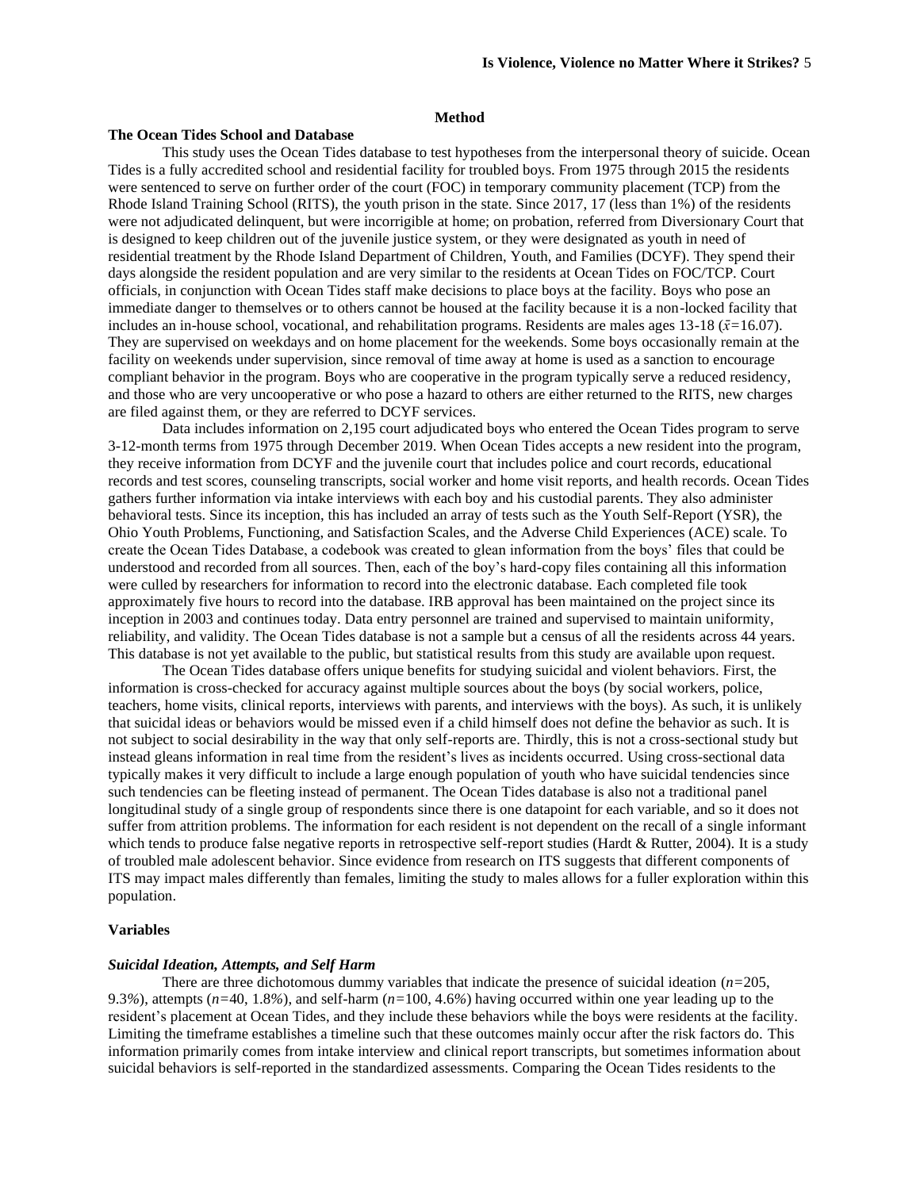## Method

### The Ocean Tides School and Database

This study uses the Ocean Tides database to test hypotheses from the interpersonal theory of suicide. Ocean Tides is a fully accredited school and residential facility for troubled boys. From 1975 through 2015 the residents were sentenced to serve on further order of the court (FOC) in temporary community placement (TCP) from the Rhode Island Training School (RITS), the youth prison in the state. Since 2017, 17 (less than 1%) of the residents were not adjudicated delinquent, but were incorrigible at home; on probation, referred from Diversionary Court that is designed to keep children out of the juvenile justice system, or they were designated as youth in need of residential treatment by the Rhode Island Department of Children, Youth, and Families (DCYF). They spend their days alongside the resident population and are very similar to the residents at Ocean Tides on FOC/TCP. Court officials, in conjunction with Ocean Tides staff make decisions to place boys at the facility. Boys who pose an immediate danger to themselves or to others cannot be housed at the facility because it is a non-locked facility that includes an in-house school, vocational, and rehabilitation programs. Residents are males ages 13-18 ($\bar{x}$=16.07). They are supervised on weekdays and on home placement for the weekends. Some boys occasionally remain at the facility on weekends under supervision, since removal of time away at home is used as a sanction to encourage compliant behavior in the program. Boys who are cooperative in the program typically serve a reduced residency, and those who are very uncooperative or who pose a hazard to others are either returned to the RITS, new charges are filed against them, or they are referred to DCYF services.

Data includes information on 2,195 court adjudicated boys who entered the Ocean Tides program to serve 3-12-month terms from 1975 through December 2019. When Ocean Tides accepts a new resident into the program, they receive information from DCYF and the juvenile court that includes police and court records, educational records and test scores, counseling transcripts, social worker and home visit reports, and health records. Ocean Tides gathers further information via intake interviews with each boy and his custodial parents. They also administer behavioral tests. Since its inception, this has included an array of tests such as the Youth Self-Report (YSR), the Ohio Youth Problems, Functioning, and Satisfaction Scales, and the Adverse Child Experiences (ACE) scale. To create the Ocean Tides Database, a codebook was created to glean information from the boys' files that could be understood and recorded from all sources. Then, each of the boy's hard-copy files containing all this information were culled by researchers for information to record into the electronic database. Each completed file took approximately five hours to record into the database. IRB approval has been maintained on the project since its inception in 2003 and continues today. Data entry personnel are trained and supervised to maintain uniformity, reliability, and validity. The Ocean Tides database is not a sample but a census of all the residents across 44 years. This database is not yet available to the public, but statistical results from this study are available upon request.

The Ocean Tides database offers unique benefits for studying suicidal and violent behaviors. First, the information is cross-checked for accuracy against multiple sources about the boys (by social workers, police, teachers, home visits, clinical reports, interviews with parents, and interviews with the boys). As such, it is unlikely that suicidal ideas or behaviors would be missed even if a child himself does not define the behavior as such. It is not subject to social desirability in the way that only self-reports are. Thirdly, this is not a cross-sectional study but instead gleans information in real time from the resident's lives as incidents occurred. Using cross-sectional data typically makes it very difficult to include a large enough population of youth who have suicidal tendencies since such tendencies can be fleeting instead of permanent. The Ocean Tides database is also not a traditional panel longitudinal study of a single group of respondents since there is one datapoint for each variable, and so it does not suffer from attrition problems. The information for each resident is not dependent on the recall of a single informant which tends to produce false negative reports in retrospective self-report studies (Hardt & Rutter, 2004). It is a study of troubled male adolescent behavior. Since evidence from research on ITS suggests that different components of ITS may impact males differently than females, limiting the study to males allows for a fuller exploration within this population.

### Variables

#### *Suicidal Ideation, Attempts, and Self Harm*

There are three dichotomous dummy variables that indicate the presence of suicidal ideation (*n*=205, 9.3%), attempts (*n*=40, 1.8%), and self-harm (*n*=100, 4.6%) having occurred within one year leading up to the resident's placement at Ocean Tides, and they include these behaviors while the boys were residents at the facility. Limiting the timeframe establishes a timeline such that these outcomes mainly occur after the risk factors do. This information primarily comes from intake interview and clinical report transcripts, but sometimes information about suicidal behaviors is self-reported in the standardized assessments. Comparing the Ocean Tides residents to the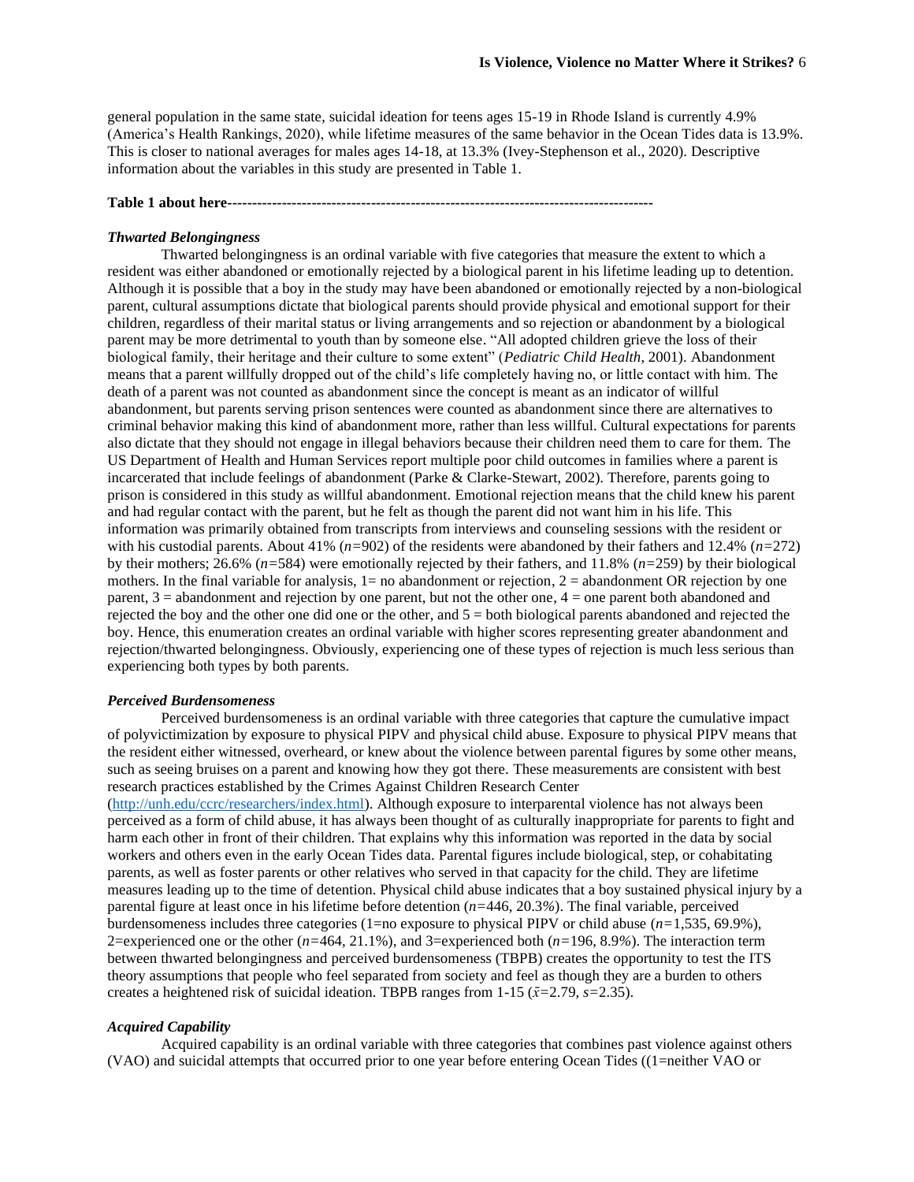general population in the same state, suicidal ideation for teens ages 15-19 in Rhode Island is currently 4.9% (America's Health Rankings, 2020), while lifetime measures of the same behavior in the Ocean Tides data is 13.9%. This is closer to national averages for males ages 14-18, at 13.3% (Ivey-Stephenson et al., 2020). Descriptive information about the variables in this study are presented in Table 1.

**Table 1 about here----------------------------------------------------------------------------------**

### *Thwarted Belongingness*

Thwarted belongingness is an ordinal variable with five categories that measure the extent to which a resident was either abandoned or emotionally rejected by a biological parent in his lifetime leading up to detention. Although it is possible that a boy in the study may have been abandoned or emotionally rejected by a non-biological parent, cultural assumptions dictate that biological parents should provide physical and emotional support for their children, regardless of their marital status or living arrangements and so rejection or abandonment by a biological parent may be more detrimental to youth than by someone else. "All adopted children grieve the loss of their biological family, their heritage and their culture to some extent" (*Pediatric Child Health*, 2001). Abandonment means that a parent willfully dropped out of the child's life completely having no, or little contact with him. The death of a parent was not counted as abandonment since the concept is meant as an indicator of willful abandonment, but parents serving prison sentences were counted as abandonment since there are alternatives to criminal behavior making this kind of abandonment more, rather than less willful. Cultural expectations for parents also dictate that they should not engage in illegal behaviors because their children need them to care for them. The US Department of Health and Human Services report multiple poor child outcomes in families where a parent is incarcerated that include feelings of abandonment (Parke & Clarke-Stewart, 2002). Therefore, parents going to prison is considered in this study as willful abandonment. Emotional rejection means that the child knew his parent and had regular contact with the parent, but he felt as though the parent did not want him in his life. This information was primarily obtained from transcripts from interviews and counseling sessions with the resident or with his custodial parents. About 41% ($n$=902) of the residents were abandoned by their fathers and 12.4% ($n$=272) by their mothers; 26.6% ($n$=584) were emotionally rejected by their fathers, and 11.8% ($n$=259) by their biological mothers. In the final variable for analysis, 1= no abandonment or rejection, 2 = abandonment OR rejection by one parent, 3 = abandonment and rejection by one parent, but not the other one, 4 = one parent both abandoned and rejected the boy and the other one did one or the other, and 5 = both biological parents abandoned and rejected the boy. Hence, this enumeration creates an ordinal variable with higher scores representing greater abandonment and rejection/thwarted belongingness. Obviously, experiencing one of these types of rejection is much less serious than experiencing both types by both parents.

### *Perceived Burdensomeness*

Perceived burdensomeness is an ordinal variable with three categories that capture the cumulative impact of polyvictimization by exposure to physical PIPV and physical child abuse. Exposure to physical PIPV means that the resident either witnessed, overheard, or knew about the violence between parental figures by some other means, such as seeing bruises on a parent and knowing how they got there. These measurements are consistent with best research practices established by the Crimes Against Children Research Center (http://unh.edu/ccrc/researchers/index.html). Although exposure to interparental violence has not always been perceived as a form of child abuse, it has always been thought of as culturally inappropriate for parents to fight and harm each other in front of their children. That explains why this information was reported in the data by social workers and others even in the early Ocean Tides data. Parental figures include biological, step, or cohabitating parents, as well as foster parents or other relatives who served in that capacity for the child. They are lifetime measures leading up to the time of detention. Physical child abuse indicates that a boy sustained physical injury by a parental figure at least once in his lifetime before detention ($n$=446, 20.3%). The final variable, perceived burdensomeness includes three categories (1=no exposure to physical PIPV or child abuse ($n$=1,535, 69.9%), 2=experienced one or the other ($n$=464, 21.1%), and 3=experienced both ($n$=196, 8.9%). The interaction term between thwarted belongingness and perceived burdensomeness (TBPB) creates the opportunity to test the ITS theory assumptions that people who feel separated from society and feel as though they are a burden to others creates a heightened risk of suicidal ideation. TBPB ranges from 1-15 ($\bar{x}$=2.79, $s$=2.35).

### *Acquired Capability*

Acquired capability is an ordinal variable with three categories that combines past violence against others (VAO) and suicidal attempts that occurred prior to one year before entering Ocean Tides ((1=neither VAO or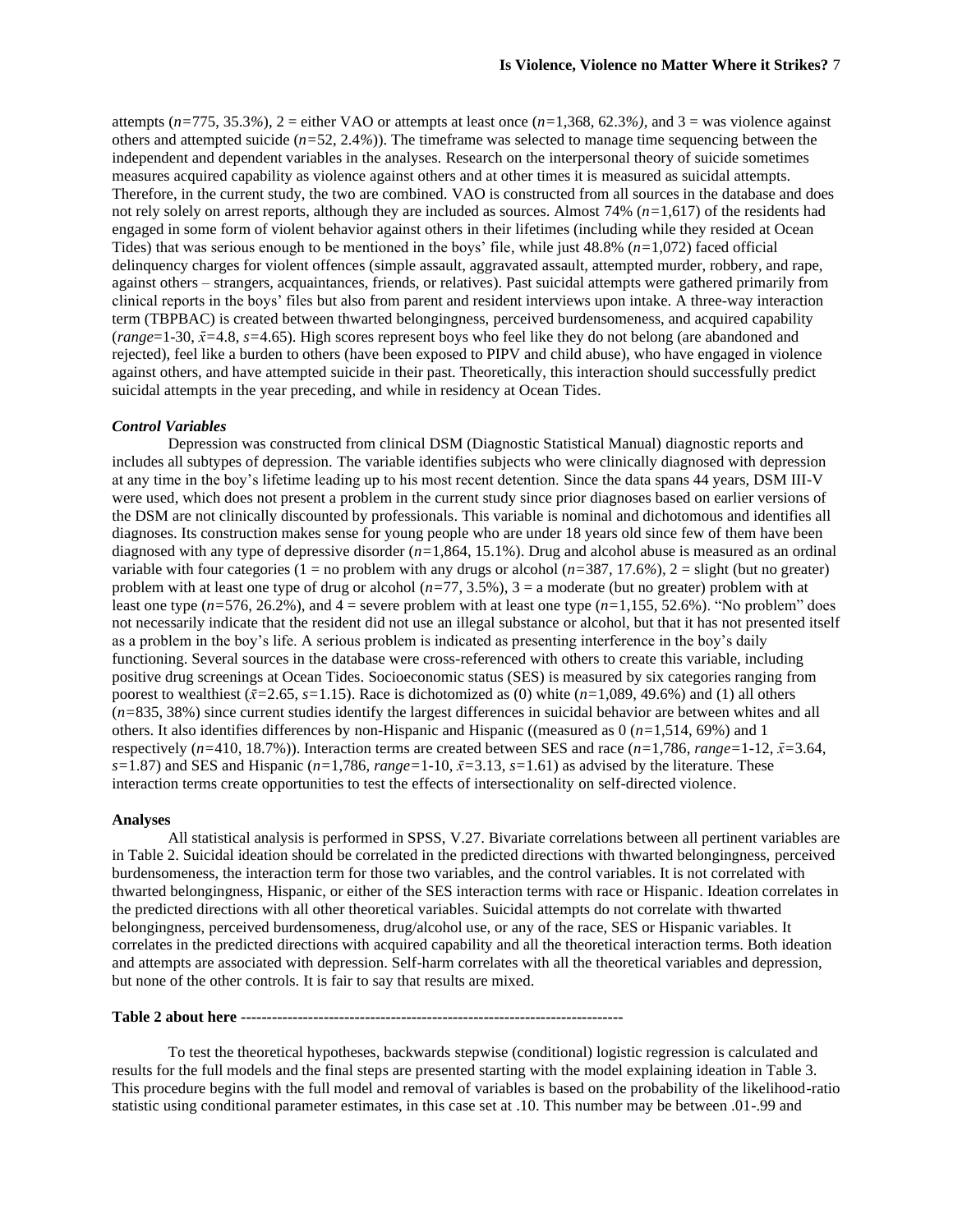attempts ($n$=775, 35.3%), 2 = either VAO or attempts at least once ($n$=1,368, 62.3%), and 3 = was violence against others and attempted suicide ($n$=52, 2.4%)). The timeframe was selected to manage time sequencing between the independent and dependent variables in the analyses. Research on the interpersonal theory of suicide sometimes measures acquired capability as violence against others and at other times it is measured as suicidal attempts. Therefore, in the current study, the two are combined. VAO is constructed from all sources in the database and does not rely solely on arrest reports, although they are included as sources. Almost 74% ($n$=1,617) of the residents had engaged in some form of violent behavior against others in their lifetimes (including while they resided at Ocean Tides) that was serious enough to be mentioned in the boys' file, while just 48.8% ($n$=1,072) faced official delinquency charges for violent offences (simple assault, aggravated assault, attempted murder, robbery, and rape, against others – strangers, acquaintances, friends, or relatives). Past suicidal attempts were gathered primarily from clinical reports in the boys' files but also from parent and resident interviews upon intake. A three-way interaction term (TBPBAC) is created between thwarted belongingness, perceived burdensomeness, and acquired capability ($range$=1-30, $\bar{x}$=4.8, $s$=4.65). High scores represent boys who feel like they do not belong (are abandoned and rejected), feel like a burden to others (have been exposed to PIPV and child abuse), who have engaged in violence against others, and have attempted suicide in their past. Theoretically, this interaction should successfully predict suicidal attempts in the year preceding, and while in residency at Ocean Tides.

### *Control Variables*

Depression was constructed from clinical DSM (Diagnostic Statistical Manual) diagnostic reports and includes all subtypes of depression. The variable identifies subjects who were clinically diagnosed with depression at any time in the boy's lifetime leading up to his most recent detention. Since the data spans 44 years, DSM III-V were used, which does not present a problem in the current study since prior diagnoses based on earlier versions of the DSM are not clinically discounted by professionals. This variable is nominal and dichotomous and identifies all diagnoses. Its construction makes sense for young people who are under 18 years old since few of them have been diagnosed with any type of depressive disorder ($n$=1,864, 15.1%). Drug and alcohol abuse is measured as an ordinal variable with four categories (1 = no problem with any drugs or alcohol ($n$=387, 17.6%), 2 = slight (but no greater) problem with at least one type of drug or alcohol ($n$=77, 3.5%), 3 = a moderate (but no greater) problem with at least one type ($n$=576, 26.2%), and 4 = severe problem with at least one type ($n$=1,155, 52.6%). "No problem" does not necessarily indicate that the resident did not use an illegal substance or alcohol, but that it has not presented itself as a problem in the boy's life. A serious problem is indicated as presenting interference in the boy's daily functioning. Several sources in the database were cross-referenced with others to create this variable, including positive drug screenings at Ocean Tides. Socioeconomic status (SES) is measured by six categories ranging from poorest to wealthiest ($\bar{x}$=2.65, $s$=1.15). Race is dichotomized as (0) white ($n$=1,089, 49.6%) and (1) all others ($n$=835, 38%) since current studies identify the largest differences in suicidal behavior are between whites and all others. It also identifies differences by non-Hispanic and Hispanic ((measured as 0 ($n$=1,514, 69%) and 1 respectively ($n$=410, 18.7%)). Interaction terms are created between SES and race ($n$=1,786, $range$=1-12, $\bar{x}$=3.64, $s$=1.87) and SES and Hispanic ($n$=1,786, $range$=1-10, $\bar{x}$=3.13, $s$=1.61) as advised by the literature. These interaction terms create opportunities to test the effects of intersectionality on self-directed violence.

### **Analyses**

All statistical analysis is performed in SPSS, V.27. Bivariate correlations between all pertinent variables are in Table 2. Suicidal ideation should be correlated in the predicted directions with thwarted belongingness, perceived burdensomeness, the interaction term for those two variables, and the control variables. It is not correlated with thwarted belongingness, Hispanic, or either of the SES interaction terms with race or Hispanic. Ideation correlates in the predicted directions with all other theoretical variables. Suicidal attempts do not correlate with thwarted belongingness, perceived burdensomeness, drug/alcohol use, or any of the race, SES or Hispanic variables. It correlates in the predicted directions with acquired capability and all the theoretical interaction terms. Both ideation and attempts are associated with depression. Self-harm correlates with all the theoretical variables and depression, but none of the other controls. It is fair to say that results are mixed.

**Table 2 about here** ---------------------------------------------------------------------------

To test the theoretical hypotheses, backwards stepwise (conditional) logistic regression is calculated and results for the full models and the final steps are presented starting with the model explaining ideation in Table 3. This procedure begins with the full model and removal of variables is based on the probability of the likelihood-ratio statistic using conditional parameter estimates, in this case set at .10. This number may be between .01-.99 and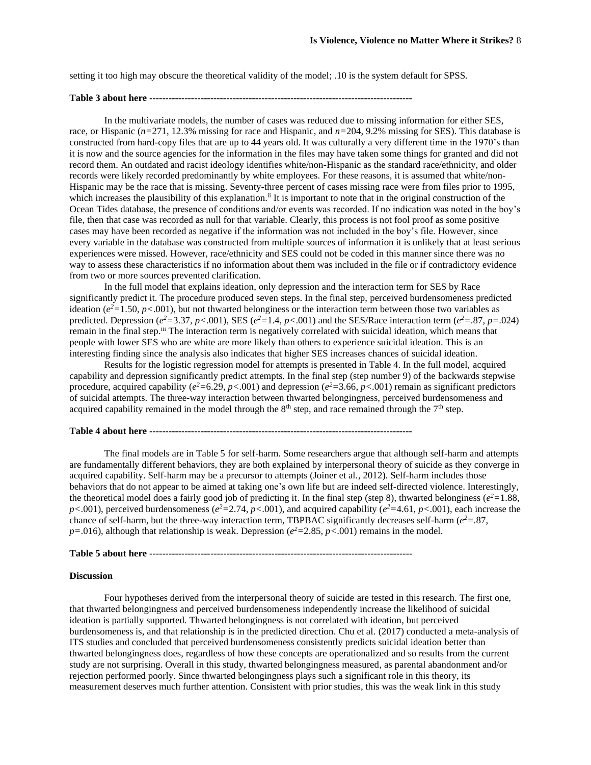setting it too high may obscure the theoretical validity of the model; .10 is the system default for SPSS.

**Table 3 about here** ---------------------------------------------------------------------------------

In the multivariate models, the number of cases was reduced due to missing information for either SES, race, or Hispanic ($n$=271, 12.3% missing for race and Hispanic, and $n$=204, 9.2% missing for SES). This database is constructed from hard-copy files that are up to 44 years old. It was culturally a very different time in the 1970's than it is now and the source agencies for the information in the files may have taken some things for granted and did not record them. An outdated and racist ideology identifies white/non-Hispanic as the standard race/ethnicity, and older records were likely recorded predominantly by white employees. For these reasons, it is assumed that white/non-Hispanic may be the race that is missing. Seventy-three percent of cases missing race were from files prior to 1995, which increases the plausibility of this explanation.[ii] It is important to note that in the original construction of the Ocean Tides database, the presence of conditions and/or events was recorded. If no indication was noted in the boy's file, then that case was recorded as null for that variable. Clearly, this process is not fool proof as some positive cases may have been recorded as negative if the information was not included in the boy's file. However, since every variable in the database was constructed from multiple sources of information it is unlikely that at least serious experiences were missed. However, race/ethnicity and SES could not be coded in this manner since there was no way to assess these characteristics if no information about them was included in the file or if contradictory evidence from two or more sources prevented clarification.

In the full model that explains ideation, only depression and the interaction term for SES by Race significantly predict it. The procedure produced seven steps. In the final step, perceived burdensomeness predicted ideation ($e^2$=1.50, $p$<.001), but not thwarted belonginess or the interaction term between those two variables as predicted. Depression ($e^2$=3.37, $p$<.001), SES ($e^2$=1.4, $p$<.001) and the SES/Race interaction term ($e^2$=.87, $p$=.024) remain in the final step.[iii] The interaction term is negatively correlated with suicidal ideation, which means that people with lower SES who are white are more likely than others to experience suicidal ideation. This is an interesting finding since the analysis also indicates that higher SES increases chances of suicidal ideation.

Results for the logistic regression model for attempts is presented in Table 4. In the full model, acquired capability and depression significantly predict attempts. In the final step (step number 9) of the backwards stepwise procedure, acquired capability ($e^2$=6.29, $p$<.001) and depression ($e^2$=3.66, $p$<.001) remain as significant predictors of suicidal attempts. The three-way interaction between thwarted belongingness, perceived burdensomeness and acquired capability remained in the model through the 8th step, and race remained through the 7th step.

**Table 4 about here** ---------------------------------------------------------------------------------

The final models are in Table 5 for self-harm. Some researchers argue that although self-harm and attempts are fundamentally different behaviors, they are both explained by interpersonal theory of suicide as they converge in acquired capability. Self-harm may be a precursor to attempts (Joiner et al., 2012). Self-harm includes those behaviors that do not appear to be aimed at taking one's own life but are indeed self-directed violence. Interestingly, the theoretical model does a fairly good job of predicting it. In the final step (step 8), thwarted belonginess ($e^2$=1.88, $p$<.001), perceived burdensomeness ($e^2$=2.74, $p$<.001), and acquired capability ($e^2$=4.61, $p$<.001), each increase the chance of self-harm, but the three-way interaction term, TBPBAC significantly decreases self-harm ($e^2$=.87, $p$=.016), although that relationship is weak. Depression ($e^2$=2.85, $p$<.001) remains in the model.

**Table 5 about here** ---------------------------------------------------------------------------------

**Discussion**

Four hypotheses derived from the interpersonal theory of suicide are tested in this research. The first one, that thwarted belongingness and perceived burdensomeness independently increase the likelihood of suicidal ideation is partially supported. Thwarted belongingness is not correlated with ideation, but perceived burdensomeness is, and that relationship is in the predicted direction. Chu et al. (2017) conducted a meta-analysis of ITS studies and concluded that perceived burdensomeness consistently predicts suicidal ideation better than thwarted belongingness does, regardless of how these concepts are operationalized and so results from the current study are not surprising. Overall in this study, thwarted belongingness measured, as parental abandonment and/or rejection performed poorly. Since thwarted belongingness plays such a significant role in this theory, its measurement deserves much further attention. Consistent with prior studies, this was the weak link in this study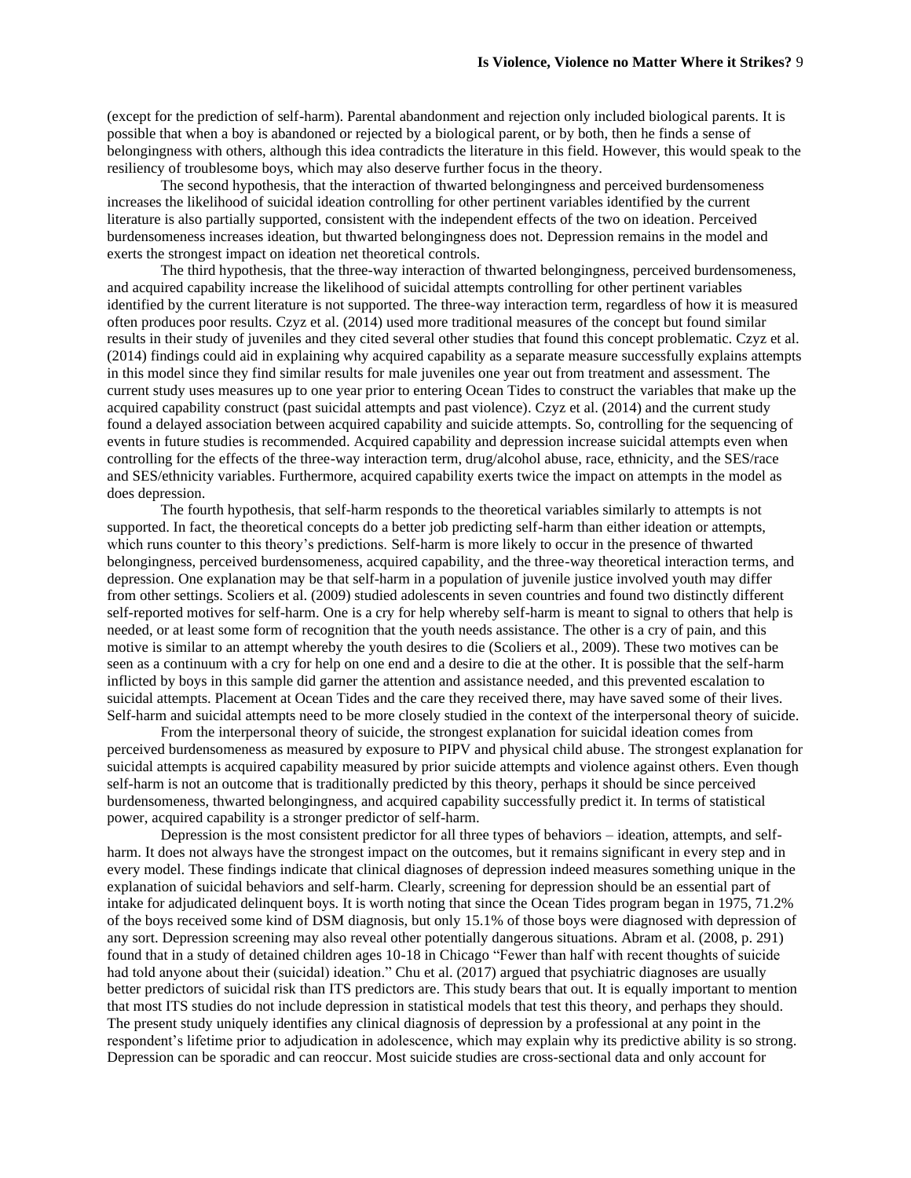(except for the prediction of self-harm). Parental abandonment and rejection only included biological parents. It is possible that when a boy is abandoned or rejected by a biological parent, or by both, then he finds a sense of belongingness with others, although this idea contradicts the literature in this field. However, this would speak to the resiliency of troublesome boys, which may also deserve further focus in the theory.

The second hypothesis, that the interaction of thwarted belongingness and perceived burdensomeness increases the likelihood of suicidal ideation controlling for other pertinent variables identified by the current literature is also partially supported, consistent with the independent effects of the two on ideation. Perceived burdensomeness increases ideation, but thwarted belongingness does not. Depression remains in the model and exerts the strongest impact on ideation net theoretical controls.

The third hypothesis, that the three-way interaction of thwarted belongingness, perceived burdensomeness, and acquired capability increase the likelihood of suicidal attempts controlling for other pertinent variables identified by the current literature is not supported. The three-way interaction term, regardless of how it is measured often produces poor results. Czyz et al. (2014) used more traditional measures of the concept but found similar results in their study of juveniles and they cited several other studies that found this concept problematic. Czyz et al. (2014) findings could aid in explaining why acquired capability as a separate measure successfully explains attempts in this model since they find similar results for male juveniles one year out from treatment and assessment. The current study uses measures up to one year prior to entering Ocean Tides to construct the variables that make up the acquired capability construct (past suicidal attempts and past violence). Czyz et al. (2014) and the current study found a delayed association between acquired capability and suicide attempts. So, controlling for the sequencing of events in future studies is recommended. Acquired capability and depression increase suicidal attempts even when controlling for the effects of the three-way interaction term, drug/alcohol abuse, race, ethnicity, and the SES/race and SES/ethnicity variables. Furthermore, acquired capability exerts twice the impact on attempts in the model as does depression.

The fourth hypothesis, that self-harm responds to the theoretical variables similarly to attempts is not supported. In fact, the theoretical concepts do a better job predicting self-harm than either ideation or attempts, which runs counter to this theory's predictions. Self-harm is more likely to occur in the presence of thwarted belongingness, perceived burdensomeness, acquired capability, and the three-way theoretical interaction terms, and depression. One explanation may be that self-harm in a population of juvenile justice involved youth may differ from other settings. Scoliers et al. (2009) studied adolescents in seven countries and found two distinctly different self-reported motives for self-harm. One is a cry for help whereby self-harm is meant to signal to others that help is needed, or at least some form of recognition that the youth needs assistance. The other is a cry of pain, and this motive is similar to an attempt whereby the youth desires to die (Scoliers et al., 2009). These two motives can be seen as a continuum with a cry for help on one end and a desire to die at the other. It is possible that the self-harm inflicted by boys in this sample did garner the attention and assistance needed, and this prevented escalation to suicidal attempts. Placement at Ocean Tides and the care they received there, may have saved some of their lives. Self-harm and suicidal attempts need to be more closely studied in the context of the interpersonal theory of suicide.

From the interpersonal theory of suicide, the strongest explanation for suicidal ideation comes from perceived burdensomeness as measured by exposure to PIPV and physical child abuse. The strongest explanation for suicidal attempts is acquired capability measured by prior suicide attempts and violence against others. Even though self-harm is not an outcome that is traditionally predicted by this theory, perhaps it should be since perceived burdensomeness, thwarted belongingness, and acquired capability successfully predict it. In terms of statistical power, acquired capability is a stronger predictor of self-harm.

Depression is the most consistent predictor for all three types of behaviors – ideation, attempts, and self-harm. It does not always have the strongest impact on the outcomes, but it remains significant in every step and in every model. These findings indicate that clinical diagnoses of depression indeed measures something unique in the explanation of suicidal behaviors and self-harm. Clearly, screening for depression should be an essential part of intake for adjudicated delinquent boys. It is worth noting that since the Ocean Tides program began in 1975, 71.2% of the boys received some kind of DSM diagnosis, but only 15.1% of those boys were diagnosed with depression of any sort. Depression screening may also reveal other potentially dangerous situations. Abram et al. (2008, p. 291) found that in a study of detained children ages 10-18 in Chicago "Fewer than half with recent thoughts of suicide had told anyone about their (suicidal) ideation." Chu et al. (2017) argued that psychiatric diagnoses are usually better predictors of suicidal risk than ITS predictors are. This study bears that out. It is equally important to mention that most ITS studies do not include depression in statistical models that test this theory, and perhaps they should. The present study uniquely identifies any clinical diagnosis of depression by a professional at any point in the respondent's lifetime prior to adjudication in adolescence, which may explain why its predictive ability is so strong. Depression can be sporadic and can reoccur. Most suicide studies are cross-sectional data and only account for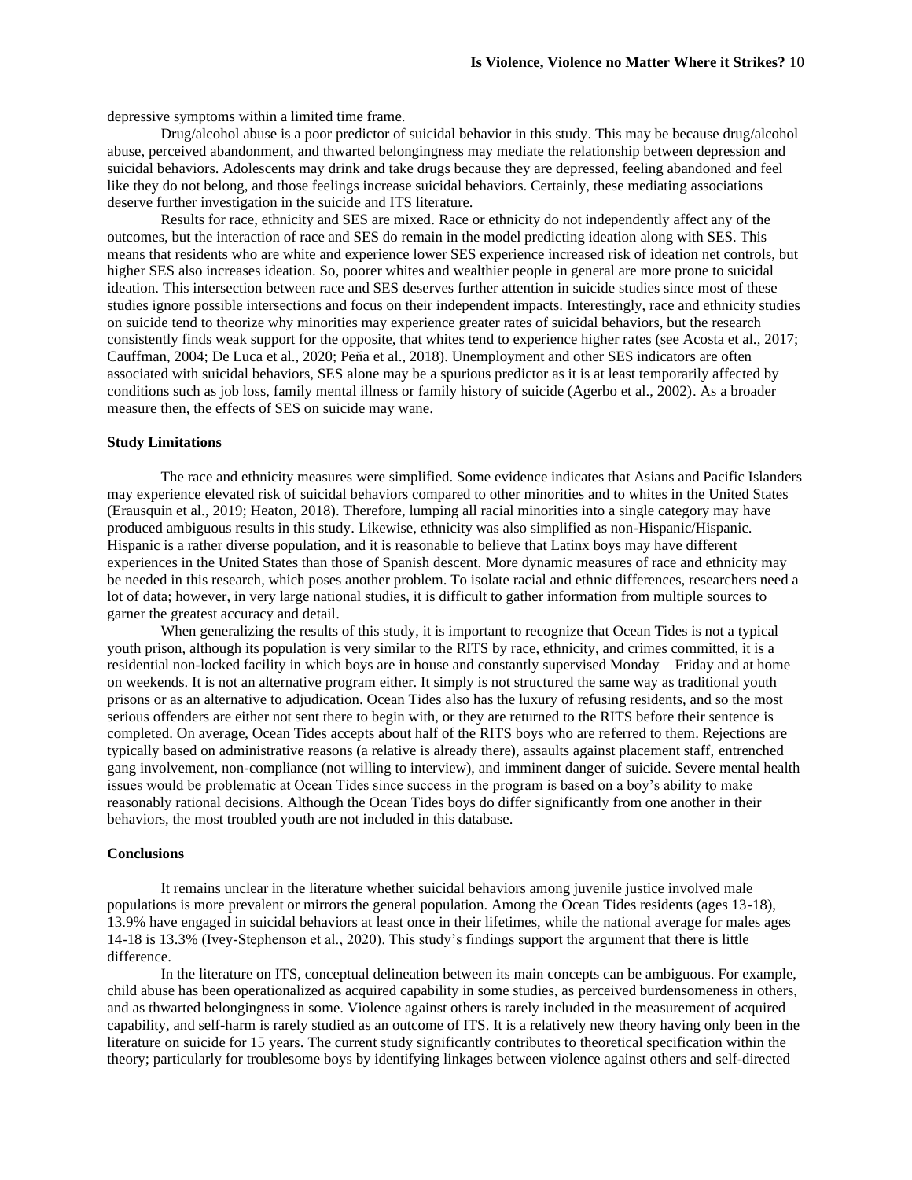depressive symptoms within a limited time frame.

Drug/alcohol abuse is a poor predictor of suicidal behavior in this study. This may be because drug/alcohol abuse, perceived abandonment, and thwarted belongingness may mediate the relationship between depression and suicidal behaviors. Adolescents may drink and take drugs because they are depressed, feeling abandoned and feel like they do not belong, and those feelings increase suicidal behaviors. Certainly, these mediating associations deserve further investigation in the suicide and ITS literature.

Results for race, ethnicity and SES are mixed. Race or ethnicity do not independently affect any of the outcomes, but the interaction of race and SES do remain in the model predicting ideation along with SES. This means that residents who are white and experience lower SES experience increased risk of ideation net controls, but higher SES also increases ideation. So, poorer whites and wealthier people in general are more prone to suicidal ideation. This intersection between race and SES deserves further attention in suicide studies since most of these studies ignore possible intersections and focus on their independent impacts. Interestingly, race and ethnicity studies on suicide tend to theorize why minorities may experience greater rates of suicidal behaviors, but the research consistently finds weak support for the opposite, that whites tend to experience higher rates (see Acosta et al., 2017; Cauffman, 2004; De Luca et al., 2020; Peña et al., 2018). Unemployment and other SES indicators are often associated with suicidal behaviors, SES alone may be a spurious predictor as it is at least temporarily affected by conditions such as job loss, family mental illness or family history of suicide (Agerbo et al., 2002). As a broader measure then, the effects of SES on suicide may wane.

### Study Limitations

The race and ethnicity measures were simplified. Some evidence indicates that Asians and Pacific Islanders may experience elevated risk of suicidal behaviors compared to other minorities and to whites in the United States (Erausquin et al., 2019; Heaton, 2018). Therefore, lumping all racial minorities into a single category may have produced ambiguous results in this study. Likewise, ethnicity was also simplified as non-Hispanic/Hispanic. Hispanic is a rather diverse population, and it is reasonable to believe that Latinx boys may have different experiences in the United States than those of Spanish descent. More dynamic measures of race and ethnicity may be needed in this research, which poses another problem. To isolate racial and ethnic differences, researchers need a lot of data; however, in very large national studies, it is difficult to gather information from multiple sources to garner the greatest accuracy and detail.

When generalizing the results of this study, it is important to recognize that Ocean Tides is not a typical youth prison, although its population is very similar to the RITS by race, ethnicity, and crimes committed, it is a residential non-locked facility in which boys are in house and constantly supervised Monday – Friday and at home on weekends. It is not an alternative program either. It simply is not structured the same way as traditional youth prisons or as an alternative to adjudication. Ocean Tides also has the luxury of refusing residents, and so the most serious offenders are either not sent there to begin with, or they are returned to the RITS before their sentence is completed. On average, Ocean Tides accepts about half of the RITS boys who are referred to them. Rejections are typically based on administrative reasons (a relative is already there), assaults against placement staff, entrenched gang involvement, non-compliance (not willing to interview), and imminent danger of suicide. Severe mental health issues would be problematic at Ocean Tides since success in the program is based on a boy's ability to make reasonably rational decisions. Although the Ocean Tides boys do differ significantly from one another in their behaviors, the most troubled youth are not included in this database.

### Conclusions

It remains unclear in the literature whether suicidal behaviors among juvenile justice involved male populations is more prevalent or mirrors the general population. Among the Ocean Tides residents (ages 13-18), 13.9% have engaged in suicidal behaviors at least once in their lifetimes, while the national average for males ages 14-18 is 13.3% (Ivey-Stephenson et al., 2020). This study's findings support the argument that there is little difference.

In the literature on ITS, conceptual delineation between its main concepts can be ambiguous. For example, child abuse has been operationalized as acquired capability in some studies, as perceived burdensomeness in others, and as thwarted belongingness in some. Violence against others is rarely included in the measurement of acquired capability, and self-harm is rarely studied as an outcome of ITS. It is a relatively new theory having only been in the literature on suicide for 15 years. The current study significantly contributes to theoretical specification within the theory; particularly for troublesome boys by identifying linkages between violence against others and self-directed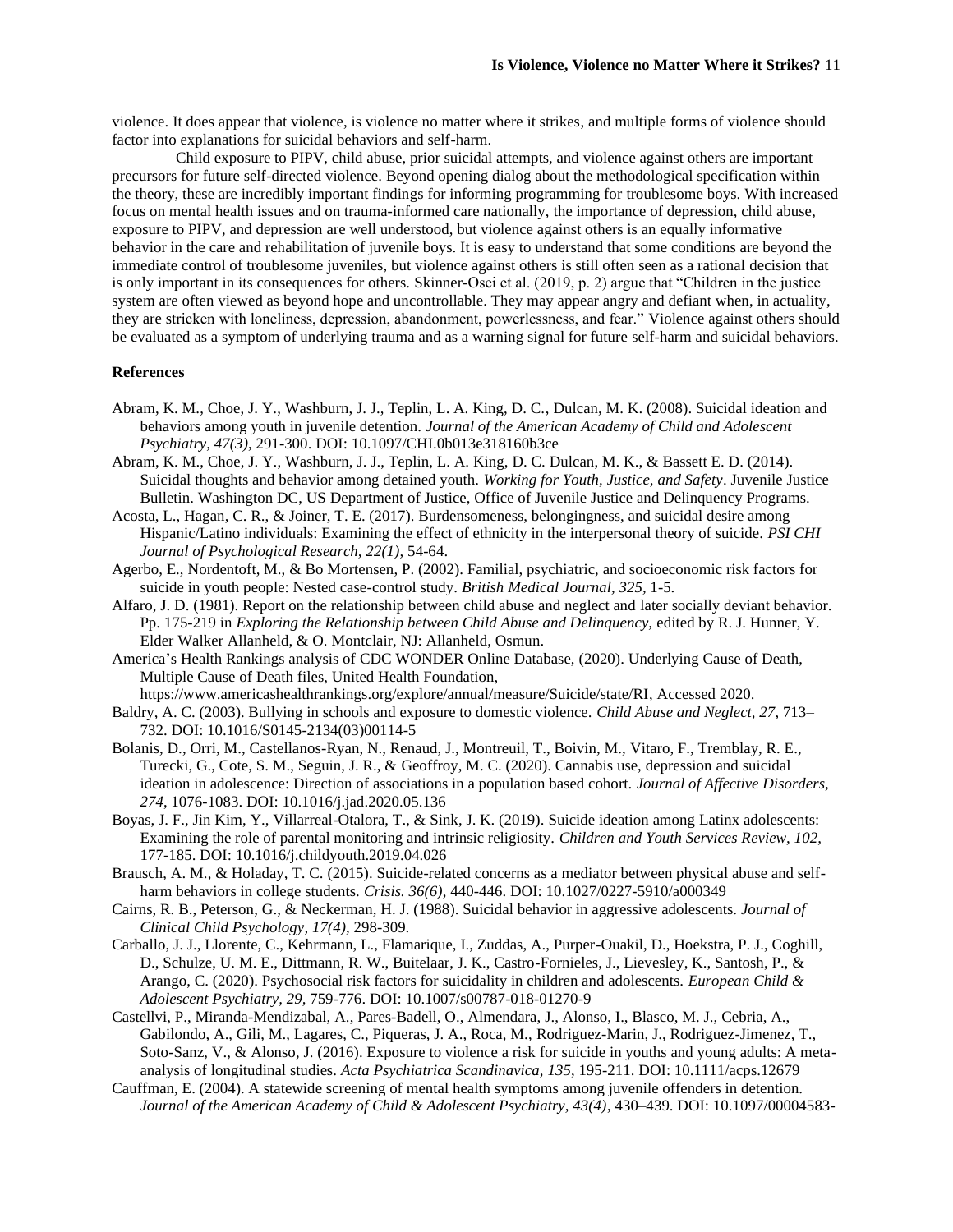violence. It does appear that violence, is violence no matter where it strikes, and multiple forms of violence should factor into explanations for suicidal behaviors and self-harm.

Child exposure to PIPV, child abuse, prior suicidal attempts, and violence against others are important precursors for future self-directed violence. Beyond opening dialog about the methodological specification within the theory, these are incredibly important findings for informing programming for troublesome boys. With increased focus on mental health issues and on trauma-informed care nationally, the importance of depression, child abuse, exposure to PIPV, and depression are well understood, but violence against others is an equally informative behavior in the care and rehabilitation of juvenile boys. It is easy to understand that some conditions are beyond the immediate control of troublesome juveniles, but violence against others is still often seen as a rational decision that is only important in its consequences for others. Skinner-Osei et al. (2019, p. 2) argue that "Children in the justice system are often viewed as beyond hope and uncontrollable. They may appear angry and defiant when, in actuality, they are stricken with loneliness, depression, abandonment, powerlessness, and fear." Violence against others should be evaluated as a symptom of underlying trauma and as a warning signal for future self-harm and suicidal behaviors.

### References

Abram, K. M., Choe, J. Y., Washburn, J. J., Teplin, L. A. King, D. C., Dulcan, M. K. (2008). Suicidal ideation and behaviors among youth in juvenile detention. *Journal of the American Academy of Child and Adolescent Psychiatry, 47(3)*, 291-300. DOI: 10.1097/CHI.0b013e318160b3ce

Abram, K. M., Choe, J. Y., Washburn, J. J., Teplin, L. A. King, D. C. Dulcan, M. K., & Bassett E. D. (2014). Suicidal thoughts and behavior among detained youth. *Working for Youth, Justice, and Safety*. Juvenile Justice Bulletin. Washington DC, US Department of Justice, Office of Juvenile Justice and Delinquency Programs.

Acosta, L., Hagan, C. R., & Joiner, T. E. (2017). Burdensomeness, belongingness, and suicidal desire among Hispanic/Latino individuals: Examining the effect of ethnicity in the interpersonal theory of suicide. *PSI CHI Journal of Psychological Research, 22(1)*, 54-64.

Agerbo, E., Nordentoft, M., & Bo Mortensen, P. (2002). Familial, psychiatric, and socioeconomic risk factors for suicide in youth people: Nested case-control study. *British Medical Journal, 325*, 1-5.

Alfaro, J. D. (1981). Report on the relationship between child abuse and neglect and later socially deviant behavior. Pp. 175-219 in *Exploring the Relationship between Child Abuse and Delinquency,* edited by R. J. Hunner, Y. Elder Walker Allanheld, & O. Montclair, NJ: Allanheld, Osmun.

America's Health Rankings analysis of CDC WONDER Online Database, (2020). Underlying Cause of Death, Multiple Cause of Death files, United Health Foundation, https://www.americashealthrankings.org/explore/annual/measure/Suicide/state/RI, Accessed 2020.

Baldry, A. C. (2003). Bullying in schools and exposure to domestic violence. *Child Abuse and Neglect, 27*, 713–732. DOI: 10.1016/S0145-2134(03)00114-5

Bolanis, D., Orri, M., Castellanos-Ryan, N., Renaud, J., Montreuil, T., Boivin, M., Vitaro, F., Tremblay, R. E., Turecki, G., Cote, S. M., Seguin, J. R., & Geoffroy, M. C. (2020). Cannabis use, depression and suicidal ideation in adolescence: Direction of associations in a population based cohort. *Journal of Affective Disorders, 274*, 1076-1083. DOI: 10.1016/j.jad.2020.05.136

Boyas, J. F., Jin Kim, Y., Villarreal-Otalora, T., & Sink, J. K. (2019). Suicide ideation among Latinx adolescents: Examining the role of parental monitoring and intrinsic religiosity. *Children and Youth Services Review, 102*, 177-185. DOI: 10.1016/j.childyouth.2019.04.026

Brausch, A. M., & Holaday, T. C. (2015). Suicide-related concerns as a mediator between physical abuse and self-harm behaviors in college students. *Crisis. 36(6)*, 440-446. DOI: 10.1027/0227-5910/a000349

Cairns, R. B., Peterson, G., & Neckerman, H. J. (1988). Suicidal behavior in aggressive adolescents. *Journal of Clinical Child Psychology, 17(4)*, 298-309.

Carballo, J. J., Llorente, C., Kehrmann, L., Flamarique, I., Zuddas, A., Purper-Ouakil, D., Hoekstra, P. J., Coghill, D., Schulze, U. M. E., Dittmann, R. W., Buitelaar, J. K., Castro-Fornieles, J., Lievesley, K., Santosh, P., & Arango, C. (2020). Psychosocial risk factors for suicidality in children and adolescents. *European Child & Adolescent Psychiatry, 29*, 759-776. DOI: 10.1007/s00787-018-01270-9

Castellvi, P., Miranda-Mendizabal, A., Pares-Badell, O., Almendara, J., Alonso, I., Blasco, M. J., Cebria, A., Gabilondo, A., Gili, M., Lagares, C., Piqueras, J. A., Roca, M., Rodriguez-Marin, J., Rodriguez-Jimenez, T., Soto-Sanz, V., & Alonso, J. (2016). Exposure to violence a risk for suicide in youths and young adults: A meta-analysis of longitudinal studies. *Acta Psychiatrica Scandinavica, 135*, 195-211. DOI: 10.1111/acps.12679

Cauffman, E. (2004). A statewide screening of mental health symptoms among juvenile offenders in detention. *Journal of the American Academy of Child & Adolescent Psychiatry, 43(4)*, 430–439. DOI: 10.1097/00004583-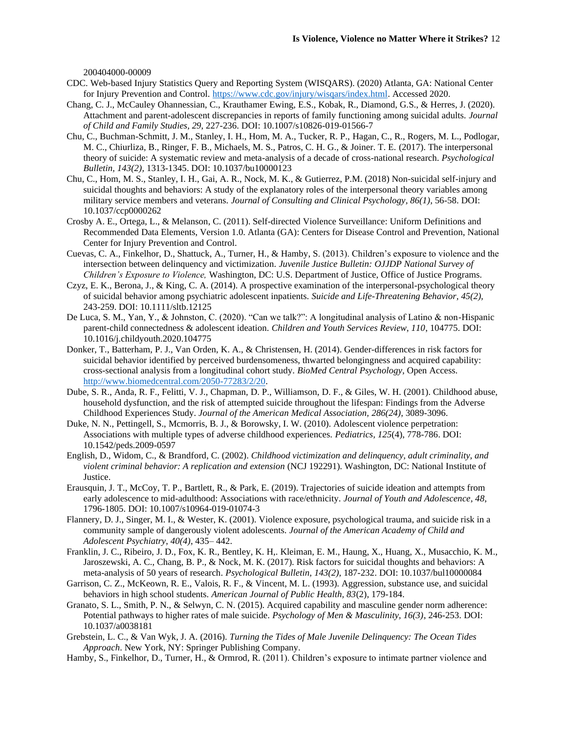200404000-00009

CDC. Web-based Injury Statistics Query and Reporting System (WISQARS). (2020) Atlanta, GA: National Center for Injury Prevention and Control. https://www.cdc.gov/injury/wisqars/index.html. Accessed 2020.

Chang, C. J., McCauley Ohannessian, C., Krauthamer Ewing, E.S., Kobak, R., Diamond, G.S., & Herres, J. (2020). Attachment and parent-adolescent discrepancies in reports of family functioning among suicidal adults. *Journal of Child and Family Studies, 29*, 227-236. DOI: 10.1007/s10826-019-01566-7

Chu, C., Buchman-Schmitt, J. M., Stanley, I. H., Hom, M. A., Tucker, R. P., Hagan, C., R., Rogers, M. L., Podlogar, M. C., Chiurliza, B., Ringer, F. B., Michaels, M. S., Patros, C. H. G., & Joiner. T. E. (2017). The interpersonal theory of suicide: A systematic review and meta-analysis of a decade of cross-national research. *Psychological Bulletin, 143(2),* 1313-1345. DOI: 10.1037/bu10000123

Chu, C., Hom, M. S., Stanley, I. H., Gai, A. R., Nock, M. K., & Gutierrez, P.M. (2018) Non-suicidal self-injury and suicidal thoughts and behaviors: A study of the explanatory roles of the interpersonal theory variables among military service members and veterans. *Journal of Consulting and Clinical Psychology, 86(1),* 56-58. DOI: 10.1037/ccp0000262

Crosby A. E., Ortega, L., & Melanson, C. (2011). Self-directed Violence Surveillance: Uniform Definitions and Recommended Data Elements, Version 1.0. Atlanta (GA): Centers for Disease Control and Prevention, National Center for Injury Prevention and Control.

Cuevas, C. A., Finkelhor, D., Shattuck, A., Turner, H., & Hamby, S. (2013). Children's exposure to violence and the intersection between delinquency and victimization. *Juvenile Justice Bulletin: OJJDP National Survey of Children's Exposure to Violence,* Washington, DC: U.S. Department of Justice, Office of Justice Programs.

Czyz, E. K., Berona, J., & King, C. A. (2014). A prospective examination of the interpersonal-psychological theory of suicidal behavior among psychiatric adolescent inpatients. *Suicide and Life-Threatening Behavior, 45(2),* 243-259. DOI: 10.1111/sltb.12125

De Luca, S. M., Yan, Y., & Johnston, C. (2020). "Can we talk?": A longitudinal analysis of Latino & non-Hispanic parent-child connectedness & adolescent ideation. *Children and Youth Services Review, 110*, 104775. DOI: 10.1016/j.childyouth.2020.104775

Donker, T., Batterham, P. J., Van Orden, K. A., & Christensen, H. (2014). Gender-differences in risk factors for suicidal behavior identified by perceived burdensomeness, thwarted belongingness and acquired capability: cross-sectional analysis from a longitudinal cohort study. *BioMed Central Psychology*, Open Access. http://www.biomedcentral.com/2050-77283/2/20.

Dube, S. R., Anda, R. F., Felitti, V. J., Chapman, D. P., Williamson, D. F., & Giles, W. H. (2001). Childhood abuse, household dysfunction, and the risk of attempted suicide throughout the lifespan: Findings from the Adverse Childhood Experiences Study. *Journal of the American Medical Association, 286(24)*, 3089-3096.

Duke, N. N., Pettingell, S., Mcmorris, B. J., & Borowsky, I. W. (2010). Adolescent violence perpetration: Associations with multiple types of adverse childhood experiences. *Pediatrics, 125*(4), 778-786. DOI: 10.1542/peds.2009-0597

English, D., Widom, C., & Brandford, C. (2002). *Childhood victimization and delinquency, adult criminality, and violent criminal behavior: A replication and extension* (NCJ 192291). Washington, DC: National Institute of Justice.

Erausquin, J. T., McCoy, T. P., Bartlett, R., & Park, E. (2019). Trajectories of suicide ideation and attempts from early adolescence to mid-adulthood: Associations with race/ethnicity. *Journal of Youth and Adolescence, 48,* 1796-1805. DOI: 10.1007/s10964-019-01074-3

Flannery, D. J., Singer, M. I., & Wester, K. (2001). Violence exposure, psychological trauma, and suicide risk in a community sample of dangerously violent adolescents. *Journal of the American Academy of Child and Adolescent Psychiatry*, *40(4)*, 435– 442.

Franklin, J. C., Ribeiro, J. D., Fox, K. R., Bentley, K. H,. Kleiman, E. M., Haung, X., Huang, X., Musacchio, K. M., Jaroszewski, A. C., Chang, B. P., & Nock, M. K. (2017). Risk factors for suicidal thoughts and behaviors: A meta-analysis of 50 years of research. *Psychological Bulletin, 143(2)*, 187-232. DOI: 10.1037/bul10000084

Garrison, C. Z., McKeown, R. E., Valois, R. F., & Vincent, M. L. (1993). Aggression, substance use, and suicidal behaviors in high school students. *American Journal of Public Health, 83*(2), 179-184.

Granato, S. L., Smith, P. N., & Selwyn, C. N. (2015). Acquired capability and masculine gender norm adherence: Potential pathways to higher rates of male suicide. *Psychology of Men & Masculinity, 16(3)*, 246-253. DOI: 10.1037/a0038181

Grebstein, L. C., & Van Wyk, J. A. (2016). *Turning the Tides of Male Juvenile Delinquency: The Ocean Tides Approach*. New York, NY: Springer Publishing Company.

Hamby, S., Finkelhor, D., Turner, H., & Ormrod, R. (2011). Children's exposure to intimate partner violence and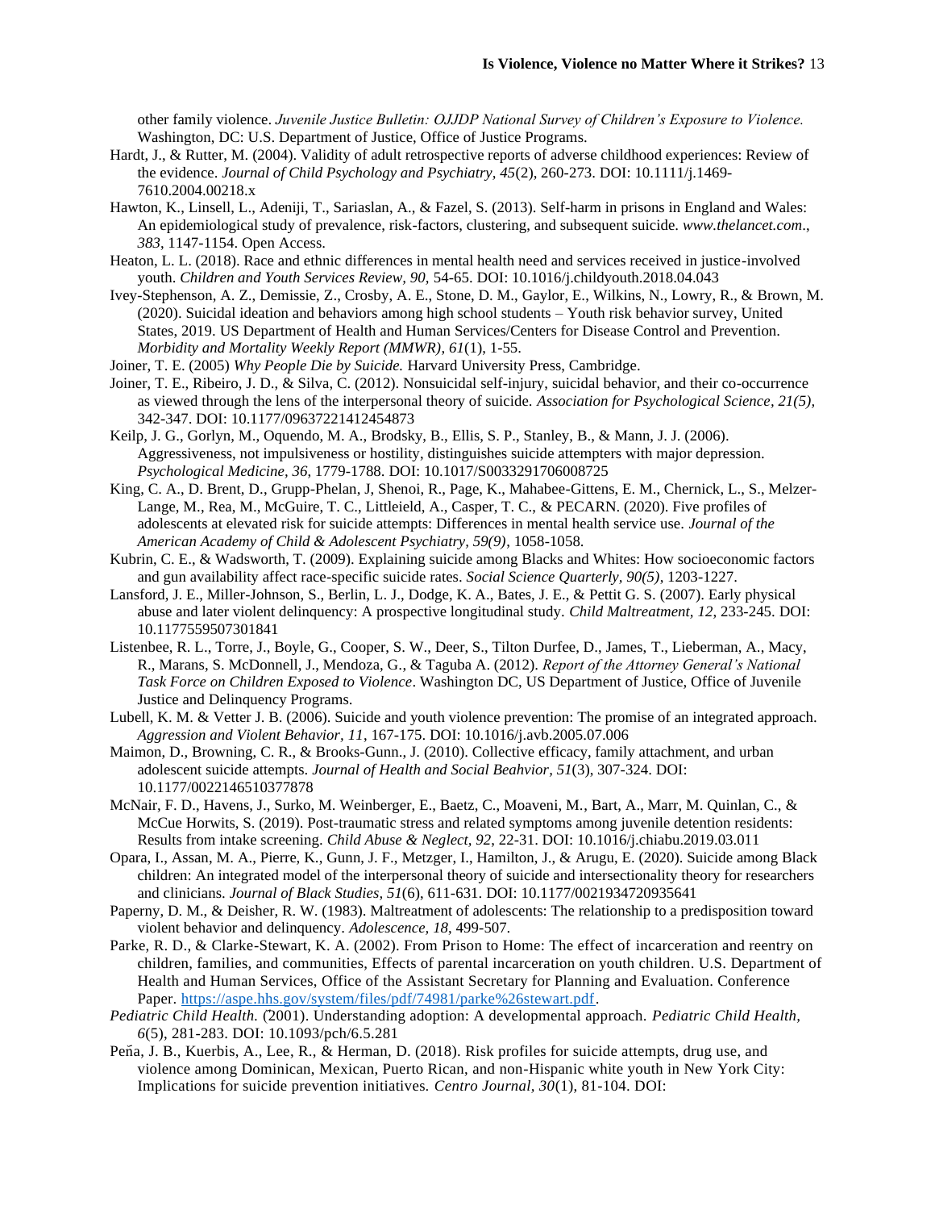other family violence. *Juvenile Justice Bulletin: OJJDP National Survey of Children's Exposure to Violence.* Washington, DC: U.S. Department of Justice, Office of Justice Programs.

Hardt, J., & Rutter, M. (2004). Validity of adult retrospective reports of adverse childhood experiences: Review of the evidence. *Journal of Child Psychology and Psychiatry, 45*(2), 260-273. DOI: 10.1111/j.1469-7610.2004.00218.x

Hawton, K., Linsell, L., Adeniji, T., Sariaslan, A., & Fazel, S. (2013). Self-harm in prisons in England and Wales: An epidemiological study of prevalence, risk-factors, clustering, and subsequent suicide. *www.thelancet.com*., *383*, 1147-1154. Open Access.

Heaton, L. L. (2018). Race and ethnic differences in mental health need and services received in justice-involved youth. *Children and Youth Services Review, 90,* 54-65. DOI: 10.1016/j.childyouth.2018.04.043

Ivey-Stephenson, A. Z., Demissie, Z., Crosby, A. E., Stone, D. M., Gaylor, E., Wilkins, N., Lowry, R., & Brown, M. (2020). Suicidal ideation and behaviors among high school students – Youth risk behavior survey, United States, 2019. US Department of Health and Human Services/Centers for Disease Control and Prevention. *Morbidity and Mortality Weekly Report (MMWR), 61*(1), 1-55.

Joiner, T. E. (2005) *Why People Die by Suicide.* Harvard University Press, Cambridge.

Joiner, T. E., Ribeiro, J. D., & Silva, C. (2012). Nonsuicidal self-injury, suicidal behavior, and their co-occurrence as viewed through the lens of the interpersonal theory of suicide. *Association for Psychological Science, 21(5),* 342-347. DOI: 10.1177/09637221412454873

Keilp, J. G., Gorlyn, M., Oquendo, M. A., Brodsky, B., Ellis, S. P., Stanley, B., & Mann, J. J. (2006). Aggressiveness, not impulsiveness or hostility, distinguishes suicide attempters with major depression. *Psychological Medicine, 36,* 1779-1788. DOI: 10.1017/S0033291706008725

King, C. A., D. Brent, D., Grupp-Phelan, J, Shenoi, R., Page, K., Mahabee-Gittens, E. M., Chernick, L., S., Melzer-Lange, M., Rea, M., McGuire, T. C., Littleield, A., Casper, T. C., & PECARN. (2020). Five profiles of adolescents at elevated risk for suicide attempts: Differences in mental health service use. *Journal of the American Academy of Child & Adolescent Psychiatry, 59(9),* 1058-1058.

Kubrin, C. E., & Wadsworth, T. (2009). Explaining suicide among Blacks and Whites: How socioeconomic factors and gun availability affect race-specific suicide rates. *Social Science Quarterly, 90(5)*, 1203-1227.

Lansford, J. E., Miller-Johnson, S., Berlin, L. J., Dodge, K. A., Bates, J. E., & Pettit G. S. (2007). Early physical abuse and later violent delinquency: A prospective longitudinal study. *Child Maltreatment, 12,* 233-245. DOI: 10.1177559507301841

Listenbee, R. L., Torre, J., Boyle, G., Cooper, S. W., Deer, S., Tilton Durfee, D., James, T., Lieberman, A., Macy, R., Marans, S. McDonnell, J., Mendoza, G., & Taguba A. (2012). *Report of the Attorney General's National Task Force on Children Exposed to Violence*. Washington DC, US Department of Justice, Office of Juvenile Justice and Delinquency Programs.

Lubell, K. M. & Vetter J. B. (2006). Suicide and youth violence prevention: The promise of an integrated approach. *Aggression and Violent Behavior, 11*, 167-175. DOI: 10.1016/j.avb.2005.07.006

Maimon, D., Browning, C. R., & Brooks-Gunn., J. (2010). Collective efficacy, family attachment, and urban adolescent suicide attempts. *Journal of Health and Social Beahvior, 51*(3), 307-324. DOI: 10.1177/0022146510377878

McNair, F. D., Havens, J., Surko, M. Weinberger, E., Baetz, C., Moaveni, M., Bart, A., Marr, M. Quinlan, C., & McCue Horwits, S. (2019). Post-traumatic stress and related symptoms among juvenile detention residents: Results from intake screening. *Child Abuse & Neglect, 92,* 22-31. DOI: 10.1016/j.chiabu.2019.03.011

Opara, I., Assan, M. A., Pierre, K., Gunn, J. F., Metzger, I., Hamilton, J., & Arugu, E. (2020). Suicide among Black children: An integrated model of the interpersonal theory of suicide and intersectionality theory for researchers and clinicians. *Journal of Black Studies, 51*(6), 611-631. DOI: 10.1177/0021934720935641

Paperny, D. M., & Deisher, R. W. (1983). Maltreatment of adolescents: The relationship to a predisposition toward violent behavior and delinquency. *Adolescence, 18,* 499-507.

Parke, R. D., & Clarke-Stewart, K. A. (2002). From Prison to Home: The effect of incarceration and reentry on children, families, and communities, Effects of parental incarceration on youth children. U.S. Department of Health and Human Services, Office of the Assistant Secretary for Planning and Evaluation. Conference Paper. https://aspe.hhs.gov/system/files/pdf/74981/parke%26stewart.pdf.

*Pediatric Child Health.* (2001). Understanding adoption: A developmental approach. *Pediatric Child Health, 6*(5), 281-283. DOI: 10.1093/pch/6.5.281

Peña, J. B., Kuerbis, A., Lee, R., & Herman, D. (2018). Risk profiles for suicide attempts, drug use, and violence among Dominican, Mexican, Puerto Rican, and non-Hispanic white youth in New York City: Implications for suicide prevention initiatives. *Centro Journal, 30*(1), 81-104. DOI: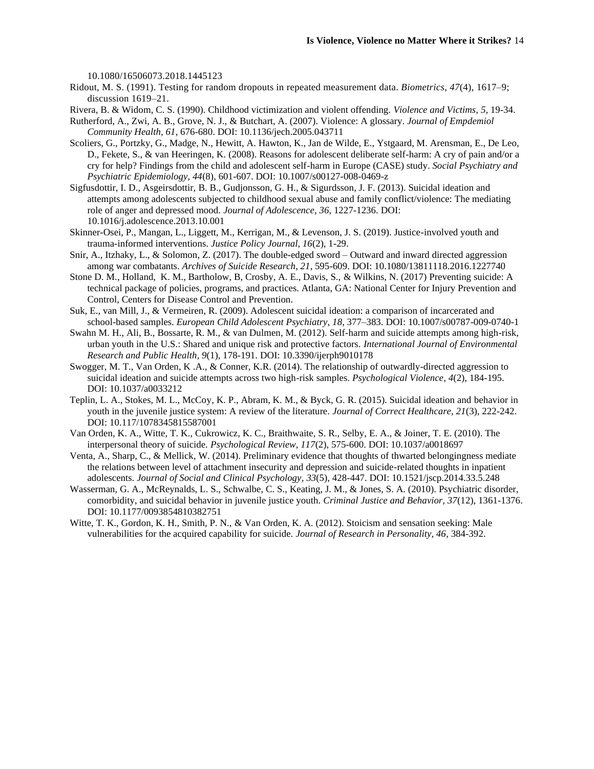10.1080/16506073.2018.1445123

Ridout, M. S. (1991). Testing for random dropouts in repeated measurement data. *Biometrics, 47*(4), 1617–9; discussion 1619–21.

Rivera, B. & Widom, C. S. (1990). Childhood victimization and violent offending. *Violence and Victims, 5*, 19-34.

Rutherford, A., Zwi, A. B., Grove, N. J., & Butchart, A. (2007). Violence: A glossary. *Journal of Empdemiol Community Health, 61*, 676-680. DOI: 10.1136/jech.2005.043711

Scoliers, G., Portzky, G., Madge, N., Hewitt, A. Hawton, K., Jan de Wilde, E., Ystgaard, M. Arensman, E., De Leo, D., Fekete, S., & van Heeringen, K. (2008). Reasons for adolescent deliberate self-harm: A cry of pain and/or a cry for help? Findings from the child and adolescent self-harm in Europe (CASE) study. *Social Psychiatry and Psychiatric Epidemiology, 44*(8), 601-607. DOI: 10.1007/s00127-008-0469-z

Sigfusdottir, I. D., Asgeirsdottir, B. B., Gudjonsson, G. H., & Sigurdsson, J. F. (2013). Suicidal ideation and attempts among adolescents subjected to childhood sexual abuse and family conflict/violence: The mediating role of anger and depressed mood. *Journal of Adolescence, 36*, 1227-1236. DOI: 10.1016/j.adolescence.2013.10.001

Skinner-Osei, P., Mangan, L., Liggett, M., Kerrigan, M., & Levenson, J. S. (2019). Justice-involved youth and trauma-informed interventions. *Justice Policy Journal, 16*(2), 1-29.

Snir, A., Itzhaky, L., & Solomon, Z. (2017). The double-edged sword – Outward and inward directed aggression among war combatants. *Archives of Suicide Research, 21*, 595-609. DOI: 10.1080/13811118.2016.1227740

Stone D. M., Holland, K. M., Bartholow, B, Crosby, A. E., Davis, S., & Wilkins, N. (2017) Preventing suicide: A technical package of policies, programs, and practices. Atlanta, GA: National Center for Injury Prevention and Control, Centers for Disease Control and Prevention.

Suk, E., van Mill, J., & Vermeiren, R. (2009). Adolescent suicidal ideation: a comparison of incarcerated and school-based samples. *European Child Adolescent Psychiatry, 18*, 377–383. DOI: 10.1007/s00787-009-0740-1

Swahn M. H., Ali, B., Bossarte, R. M., & van Dulmen, M. (2012). Self-harm and suicide attempts among high-risk, urban youth in the U.S.: Shared and unique risk and protective factors. *International Journal of Environmental Research and Public Health, 9*(1), 178-191. DOI: 10.3390/ijerph9010178

Swogger, M. T., Van Orden, K .A., & Conner, K.R. (2014). The relationship of outwardly-directed aggression to suicidal ideation and suicide attempts across two high-risk samples. *Psychological Violence, 4*(2), 184-195. DOI: 10.1037/a0033212

Teplin, L. A., Stokes, M. L., McCoy, K. P., Abram, K. M., & Byck, G. R. (2015). Suicidal ideation and behavior in youth in the juvenile justice system: A review of the literature. *Journal of Correct Healthcare, 21*(3), 222-242. DOI: 10.117/1078345815587001

Van Orden, K. A., Witte, T. K., Cukrowicz, K. C., Braithwaite, S. R., Selby, E. A., & Joiner, T. E. (2010). The interpersonal theory of suicide. *Psychological Review, 117*(2), 575-600. DOI: 10.1037/a0018697

Venta, A., Sharp, C., & Mellick, W. (2014). Preliminary evidence that thoughts of thwarted belongingness mediate the relations between level of attachment insecurity and depression and suicide-related thoughts in inpatient adolescents. *Journal of Social and Clinical Psychology, 33*(5), 428-447. DOI: 10.1521/jscp.2014.33.5.248

Wasserman, G. A., McReynalds, L. S., Schwalbe, C. S., Keating, J. M., & Jones, S. A. (2010). Psychiatric disorder, comorbidity, and suicidal behavior in juvenile justice youth. *Criminal Justice and Behavior, 37*(12), 1361-1376. DOI: 10.1177/0093854810382751

Witte, T. K., Gordon, K. H., Smith, P. N., & Van Orden, K. A. (2012). Stoicism and sensation seeking: Male vulnerabilities for the acquired capability for suicide. *Journal of Research in Personality, 46*, 384-392.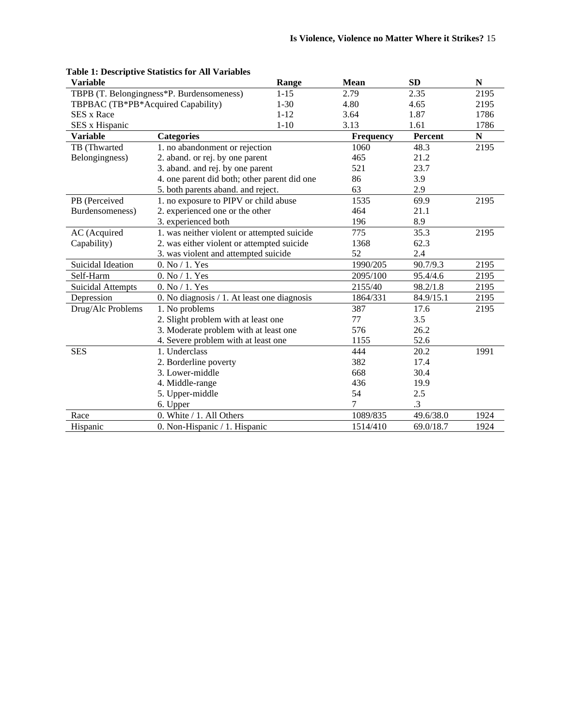**Table 1: Descriptive Statistics for All Variables**

| Variable | | Range | Mean | SD | N |
|---|---|---|---|---|---|
| TBPB (T. Belongingness*P. Burdensomeness) | | 1-15 | 2.79 | 2.35 | 2195 |
| TBPBAC (TB*PB*Acquired Capability) | | 1-30 | 4.80 | 4.65 | 2195 |
| SES x Race | | 1-12 | 3.64 | 1.87 | 1786 |
| SES x Hispanic | | 1-10 | 3.13 | 1.61 | 1786 |
| **Variable** | **Categories** | | **Frequency** | **Percent** | **N** |
| TB (Thwarted Belongingness) | 1. no abandonment or rejection | | 1060 | 48.3 | 2195 |
| | 2. aband. or rej. by one parent | | 465 | 21.2 | |
| | 3. aband. and rej. by one parent | | 521 | 23.7 | |
| | 4. one parent did both; other parent did one | | 86 | 3.9 | |
| | 5. both parents aband. and reject. | | 63 | 2.9 | |
| PB (Perceived Burdensomeness) | 1. no exposure to PIPV or child abuse | | 1535 | 69.9 | 2195 |
| | 2. experienced one or the other | | 464 | 21.1 | |
| | 3. experienced both | | 196 | 8.9 | |
| AC (Acquired Capability) | 1. was neither violent or attempted suicide | | 775 | 35.3 | 2195 |
| | 2. was either violent or attempted suicide | | 1368 | 62.3 | |
| | 3. was violent and attempted suicide | | 52 | 2.4 | |
| Suicidal Ideation | 0. No / 1. Yes | | 1990/205 | 90.7/9.3 | 2195 |
| Self-Harm | 0. No / 1. Yes | | 2095/100 | 95.4/4.6 | 2195 |
| Suicidal Attempts | 0. No / 1. Yes | | 2155/40 | 98.2/1.8 | 2195 |
| Depression | 0. No diagnosis / 1. At least one diagnosis | | 1864/331 | 84.9/15.1 | 2195 |
| Drug/Alc Problems | 1. No problems | | 387 | 17.6 | 2195 |
| | 2. Slight problem with at least one | | 77 | 3.5 | |
| | 3. Moderate problem with at least one | | 576 | 26.2 | |
| | 4. Severe problem with at least one | | 1155 | 52.6 | |
| SES | 1. Underclass | | 444 | 20.2 | 1991 |
| | 2. Borderline poverty | | 382 | 17.4 | |
| | 3. Lower-middle | | 668 | 30.4 | |
| | 4. Middle-range | | 436 | 19.9 | |
| | 5. Upper-middle | | 54 | 2.5 | |
| | 6. Upper | | 7 | .3 | |
| Race | 0. White / 1. All Others | | 1089/835 | 49.6/38.0 | 1924 |
| Hispanic | 0. Non-Hispanic / 1. Hispanic | | 1514/410 | 69.0/18.7 | 1924 |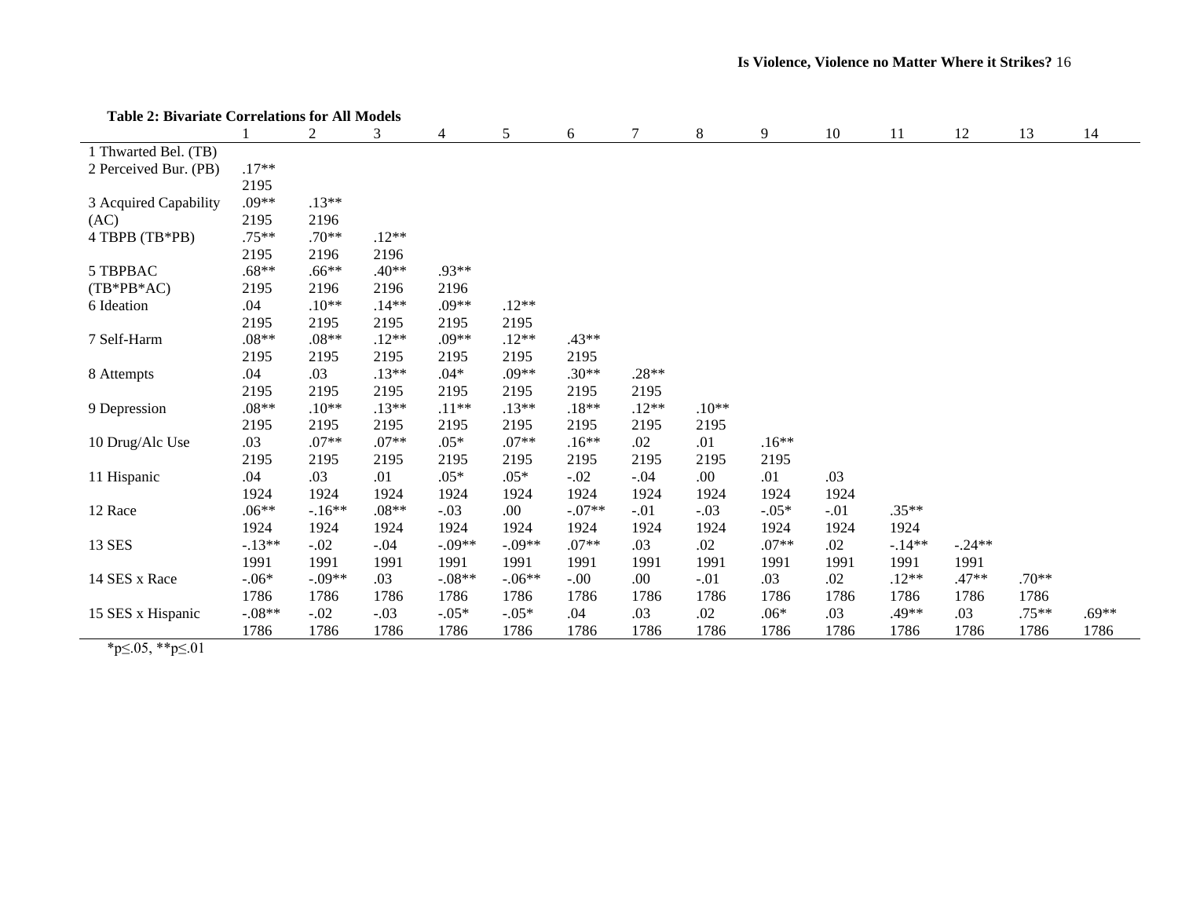**Table 2: Bivariate Correlations for All Models**

| | 1 | 2 | 3 | 4 | 5 | 6 | 7 | 8 | 9 | 10 | 11 | 12 | 13 | 14 |
|---|---|---|---|---|---|---|---|---|---|---|---|---|---|---|
| 1 Thwarted Bel. (TB) | | | | | | | | | | | | | | |
| 2 Perceived Bur. (PB) | .17** | | | | | | | | | | | | | |
| | 2195 | | | | | | | | | | | | | |
| 3 Acquired Capability (AC) | .09** | .13** | | | | | | | | | | | | |
| | 2195 | 2196 | | | | | | | | | | | | |
| 4 TBPB (TB*PB) | .75** | .70** | .12** | | | | | | | | | | | |
| | 2195 | 2196 | 2196 | | | | | | | | | | | |
| 5 TBPBAC (TB*PB*AC) | .68** | .66** | .40** | .93** | | | | | | | | | | |
| | 2195 | 2196 | 2196 | 2196 | | | | | | | | | | |
| 6 Ideation | .04 | .10** | .14** | .09** | .12** | | | | | | | | | |
| | 2195 | 2195 | 2195 | 2195 | 2195 | | | | | | | | | |
| 7 Self-Harm | .08** | .08** | .12** | .09** | .12** | .43** | | | | | | | | |
| | 2195 | 2195 | 2195 | 2195 | 2195 | 2195 | | | | | | | | |
| 8 Attempts | .04 | .03 | .13** | .04* | .09** | .30** | .28** | | | | | | | |
| | 2195 | 2195 | 2195 | 2195 | 2195 | 2195 | 2195 | | | | | | | |
| 9 Depression | .08** | .10** | .13** | .11** | .13** | .18** | .12** | .10** | | | | | | |
| | 2195 | 2195 | 2195 | 2195 | 2195 | 2195 | 2195 | 2195 | | | | | | |
| 10 Drug/Alc Use | .03 | .07** | .07** | .05* | .07** | .16** | .02 | .01 | .16** | | | | | |
| | 2195 | 2195 | 2195 | 2195 | 2195 | 2195 | 2195 | 2195 | 2195 | | | | | |
| 11 Hispanic | .04 | .03 | .01 | .05* | .05* | -.02 | -.04 | .00 | .01 | .03 | | | | |
| | 1924 | 1924 | 1924 | 1924 | 1924 | 1924 | 1924 | 1924 | 1924 | 1924 | | | | |
| 12 Race | .06** | -.16** | .08** | -.03 | .00 | -.07** | -.01 | -.03 | -.05* | -.01 | .35** | | | |
| | 1924 | 1924 | 1924 | 1924 | 1924 | 1924 | 1924 | 1924 | 1924 | 1924 | 1924 | | | |
| 13 SES | -.13** | -.02 | -.04 | -.09** | -.09** | .07** | .03 | .02 | .07** | .02 | -.14** | -.24** | | |
| | 1991 | 1991 | 1991 | 1991 | 1991 | 1991 | 1991 | 1991 | 1991 | 1991 | 1991 | 1991 | | |
| 14 SES x Race | -.06* | -.09** | .03 | -.08** | -.06** | -.00 | .00 | -.01 | .03 | .02 | .12** | .47** | .70** | |
| | 1786 | 1786 | 1786 | 1786 | 1786 | 1786 | 1786 | 1786 | 1786 | 1786 | 1786 | 1786 | 1786 | |
| 15 SES x Hispanic | -.08** | -.02 | -.03 | -.05* | -.05* | .04 | .03 | .02 | .06* | .03 | .49** | .03 | .75** | .69** |
| | 1786 | 1786 | 1786 | 1786 | 1786 | 1786 | 1786 | 1786 | 1786 | 1786 | 1786 | 1786 | 1786 | 1786 |

*p≤.05, **p≤.01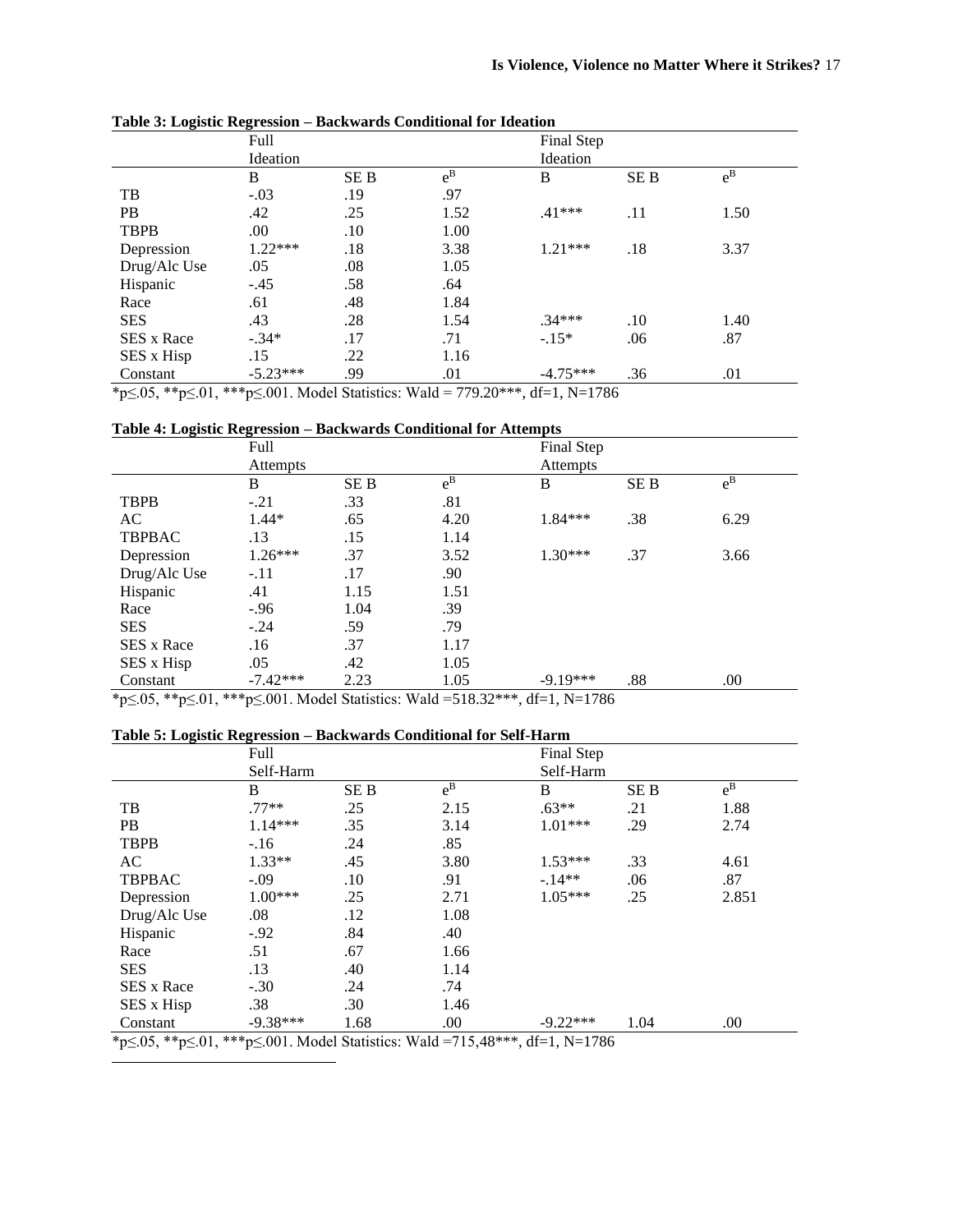**Table 3: Logistic Regression – Backwards Conditional for Ideation**

| | Full Ideation | | | Final Step Ideation | | |
|---|---|---|---|---|---|---|
| | B | SE B | $e^B$ | B | SE B | $e^B$ |
| TB | -.03 | .19 | .97 | | | |
| PB | .42 | .25 | 1.52 | .41*** | .11 | 1.50 |
| TBPB | .00 | .10 | 1.00 | | | |
| Depression | 1.22*** | .18 | 3.38 | 1.21*** | .18 | 3.37 |
| Drug/Alc Use | .05 | .08 | 1.05 | | | |
| Hispanic | -.45 | .58 | .64 | | | |
| Race | .61 | .48 | 1.84 | | | |
| SES | .43 | .28 | 1.54 | .34*** | .10 | 1.40 |
| SES x Race | -.34* | .17 | .71 | -.15* | .06 | .87 |
| SES x Hisp | .15 | .22 | 1.16 | | | |
| Constant | -5.23*** | .99 | .01 | -4.75*** | .36 | .01 |

*p≤.05, **p≤.01, ***p≤.001. Model Statistics: Wald = 779.20***, df=1, N=1786

**Table 4: Logistic Regression – Backwards Conditional for Attempts**

| | Full Attempts | | | Final Step Attempts | | |
|---|---|---|---|---|---|---|
| | B | SE B | $e^B$ | B | SE B | $e^B$ |
| TBPB | -.21 | .33 | .81 | | | |
| AC | 1.44* | .65 | 4.20 | 1.84*** | .38 | 6.29 |
| TBPBAC | .13 | .15 | 1.14 | | | |
| Depression | 1.26*** | .37 | 3.52 | 1.30*** | .37 | 3.66 |
| Drug/Alc Use | -.11 | .17 | .90 | | | |
| Hispanic | .41 | 1.15 | 1.51 | | | |
| Race | -.96 | 1.04 | .39 | | | |
| SES | -.24 | .59 | .79 | | | |
| SES x Race | .16 | .37 | 1.17 | | | |
| SES x Hisp | .05 | .42 | 1.05 | | | |
| Constant | -7.42*** | 2.23 | 1.05 | -9.19*** | .88 | .00 |

*p≤.05, **p≤.01, ***p≤.001. Model Statistics: Wald =518.32***, df=1, N=1786

**Table 5: Logistic Regression – Backwards Conditional for Self-Harm**

| | Full Self-Harm | | | Final Step Self-Harm | | |
|---|---|---|---|---|---|---|
| | B | SE B | $e^B$ | B | SE B | $e^B$ |
| TB | .77** | .25 | 2.15 | .63** | .21 | 1.88 |
| PB | 1.14*** | .35 | 3.14 | 1.01*** | .29 | 2.74 |
| TBPB | -.16 | .24 | .85 | | | |
| AC | 1.33** | .45 | 3.80 | 1.53*** | .33 | 4.61 |
| TBPBAC | -.09 | .10 | .91 | -.14** | .06 | .87 |
| Depression | 1.00*** | .25 | 2.71 | 1.05*** | .25 | 2.851 |
| Drug/Alc Use | .08 | .12 | 1.08 | | | |
| Hispanic | -.92 | .84 | .40 | | | |
| Race | .51 | .67 | 1.66 | | | |
| SES | .13 | .40 | 1.14 | | | |
| SES x Race | -.30 | .24 | .74 | | | |
| SES x Hisp | .38 | .30 | 1.46 | | | |
| Constant | -9.38*** | 1.68 | .00 | -9.22*** | 1.04 | .00 |

*p≤.05, **p≤.01, ***p≤.001. Model Statistics: Wald =715,48***, df=1, N=1786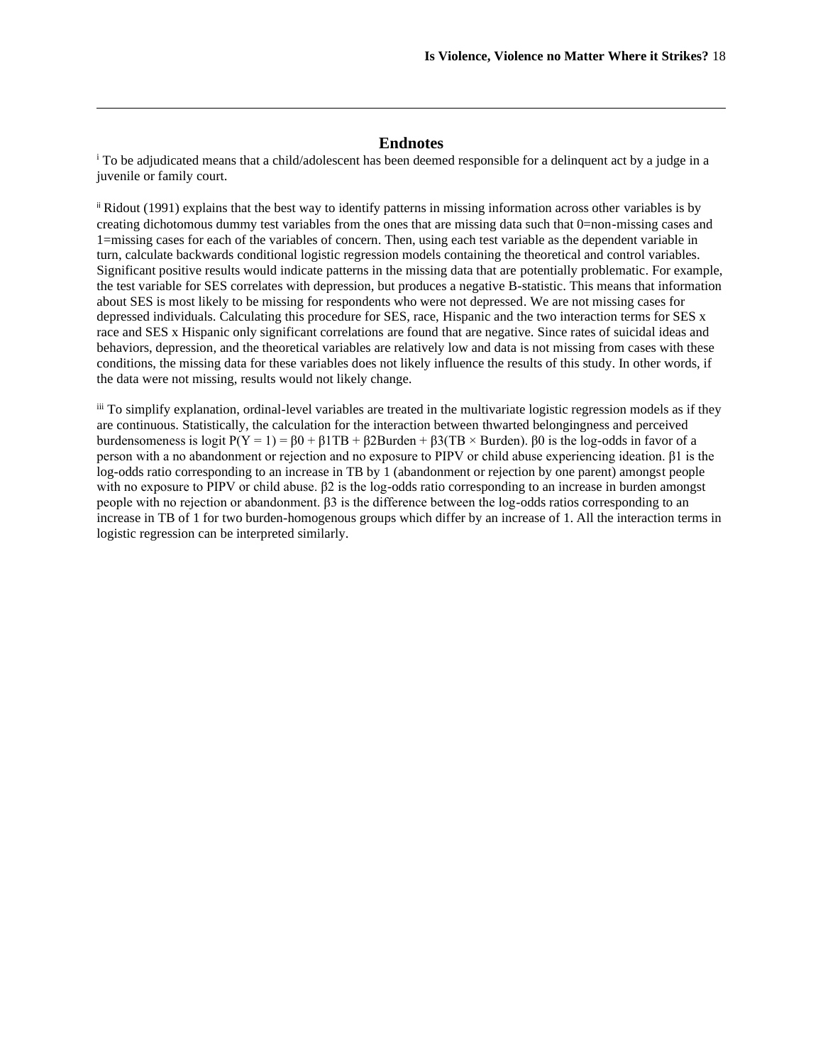## Endnotes

[i] To be adjudicated means that a child/adolescent has been deemed responsible for a delinquent act by a judge in a juvenile or family court.

[ii] Ridout (1991) explains that the best way to identify patterns in missing information across other variables is by creating dichotomous dummy test variables from the ones that are missing data such that 0=non-missing cases and 1=missing cases for each of the variables of concern. Then, using each test variable as the dependent variable in turn, calculate backwards conditional logistic regression models containing the theoretical and control variables. Significant positive results would indicate patterns in the missing data that are potentially problematic. For example, the test variable for SES correlates with depression, but produces a negative B-statistic. This means that information about SES is most likely to be missing for respondents who were not depressed. We are not missing cases for depressed individuals. Calculating this procedure for SES, race, Hispanic and the two interaction terms for SES x race and SES x Hispanic only significant correlations are found that are negative. Since rates of suicidal ideas and behaviors, depression, and the theoretical variables are relatively low and data is not missing from cases with these conditions, the missing data for these variables does not likely influence the results of this study. In other words, if the data were not missing, results would not likely change.

[iii] To simplify explanation, ordinal-level variables are treated in the multivariate logistic regression models as if they are continuous. Statistically, the calculation for the interaction between thwarted belongingness and perceived burdensomeness is $\text{logit } P(Y = 1) = \beta_0 + \beta_1 TB + \beta_2 Burden + \beta_3(TB \times Burden)$. $\beta_0$ is the log-odds in favor of a person with a no abandonment or rejection and no exposure to PIPV or child abuse experiencing ideation. $\beta_1$ is the log-odds ratio corresponding to an increase in TB by 1 (abandonment or rejection by one parent) amongst people with no exposure to PIPV or child abuse. $\beta_2$ is the log-odds ratio corresponding to an increase in burden amongst people with no rejection or abandonment. $\beta_3$ is the difference between the log-odds ratios corresponding to an increase in TB of 1 for two burden-homogenous groups which differ by an increase of 1. All the interaction terms in logistic regression can be interpreted similarly.